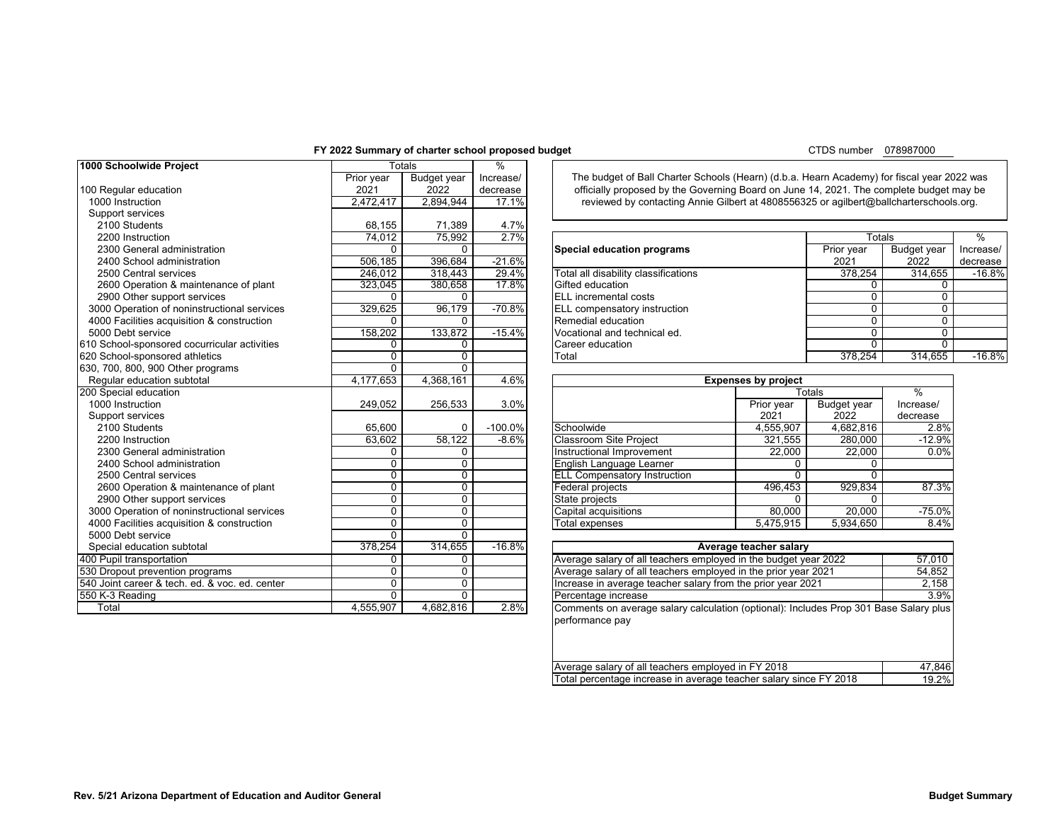# FY 2022 Summary of charter school proposed budget

CTDS number 078987000

| 1000 Schoolwide Project | Totals | | % |
|---|---|---|---|
| | Prior year 2021 | Budget year 2022 | Increase/ decrease |
| 100 Regular education | | | |
| 1000 Instruction | 2,472,417 | 2,894,944 | 17.1% |
| Support services | | | |
| 2100 Students | 68,155 | 71,389 | 4.7% |
| 2200 Instruction | 74,012 | 75,992 | 2.7% |
| 2300 General administration | 0 | 0 | |
| 2400 School administration | 506,185 | 396,684 | -21.6% |
| 2500 Central services | 246,012 | 318,443 | 29.4% |
| 2600 Operation & maintenance of plant | 323,045 | 380,658 | 17.8% |
| 2900 Other support services | 0 | 0 | |
| 3000 Operation of noninstructional services | 329,625 | 96,179 | -70.8% |
| 4000 Facilities acquisition & construction | 0 | 0 | |
| 5000 Debt service | 158,202 | 133,872 | -15.4% |
| 610 School-sponsored cocurricular activities | 0 | 0 | |
| 620 School-sponsored athletics | 0 | 0 | |
| 630, 700, 800, 900 Other programs | 0 | 0 | |
| Regular education subtotal | 4,177,653 | 4,368,161 | 4.6% |
| 200 Special education | | | |
| 1000 Instruction | 249,052 | 256,533 | 3.0% |
| Support services | | | |
| 2100 Students | 65,600 | 0 | -100.0% |
| 2200 Instruction | 63,602 | 58,122 | -8.6% |
| 2300 General administration | 0 | 0 | |
| 2400 School administration | 0 | 0 | |
| 2500 Central services | 0 | 0 | |
| 2600 Operation & maintenance of plant | 0 | 0 | |
| 2900 Other support services | 0 | 0 | |
| 3000 Operation of noninstructional services | 0 | 0 | |
| 4000 Facilities acquisition & construction | 0 | 0 | |
| 5000 Debt service | 0 | 0 | |
| Special education subtotal | 378,254 | 314,655 | -16.8% |
| 400 Pupil transportation | 0 | 0 | |
| 530 Dropout prevention programs | 0 | 0 | |
| 540 Joint career & tech. ed. & voc. ed. center | 0 | 0 | |
| 550 K-3 Reading | 0 | 0 | |
| Total | 4,555,907 | 4,682,816 | 2.8% |

The budget of Ball Charter Schools (Hearn) (d.b.a. Hearn Academy) for fiscal year 2022 was officially proposed by the Governing Board on June 14, 2021. The complete budget may be reviewed by contacting Annie Gilbert at 4808556325 or agilbert@ballcharterschools.org.

| Special education programs | Totals | | % |
|---|---|---|---|
| | Prior year 2021 | Budget year 2022 | Increase/ decrease |
| Total all disability classifications | 378,254 | 314,655 | -16.8% |
| Gifted education | 0 | 0 | |
| ELL incremental costs | 0 | 0 | |
| ELL compensatory instruction | 0 | 0 | |
| Remedial education | 0 | 0 | |
| Vocational and technical ed. | 0 | 0 | |
| Career education | 0 | 0 | |
| Total | 378,254 | 314,655 | -16.8% |

| Expenses by project | Totals | | % |
|---|---|---|---|
| | Prior year 2021 | Budget year 2022 | Increase/ decrease |
| Schoolwide | 4,555,907 | 4,682,816 | 2.8% |
| Classroom Site Project | 321,555 | 280,000 | -12.9% |
| Instructional Improvement | 22,000 | 22,000 | 0.0% |
| English Language Learner | 0 | 0 | |
| ELL Compensatory Instruction | 0 | 0 | |
| Federal projects | 496,453 | 929,834 | 87.3% |
| State projects | 0 | 0 | |
| Capital acquisitions | 80,000 | 20,000 | -75.0% |
| Total expenses | 5,475,915 | 5,934,650 | 8.4% |

| Average teacher salary | |
|---|---|
| Average salary of all teachers employed in the budget year 2022 | 57,010 |
| Average salary of all teachers employed in the prior year 2021 | 54,852 |
| Increase in average teacher salary from the prior year 2021 | 2,158 |
| Percentage increase | 3.9% |
| Comments on average salary calculation (optional): Includes Prop 301 Base Salary plus performance pay | |
| Average salary of all teachers employed in FY 2018 | 47,846 |
| Total percentage increase in average teacher salary since FY 2018 | 19.2% |

Rev. 5/21 Arizona Department of Education and Auditor General — Budget Summary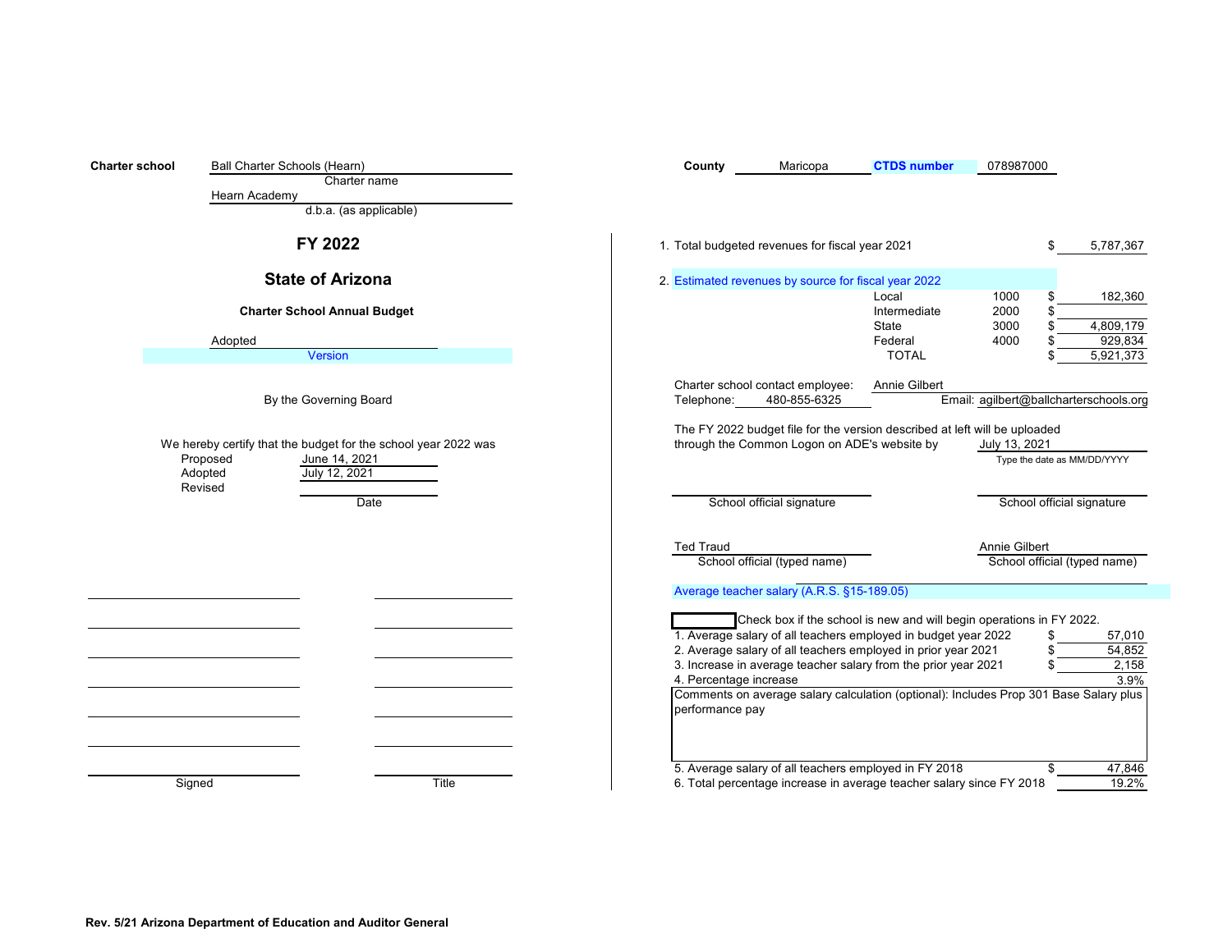**Charter school** Ball Charter Schools (Hearn)
Charter name

Hearn Academy
d.b.a. (as applicable)

# FY 2022

## State of Arizona

### Charter School Annual Budget

Adopted
Version

By the Governing Board

We hereby certify that the budget for the school year 2022 was

| | Date |
|---|---|
| Proposed | June 14, 2021 |
| Adopted | July 12, 2021 |
| Revised | |

| Signed | Title |
|---|---|
| | |
| | |
| | |
| | |
| | |
| | |
| | |

**County** Maricopa **CTDS number** 078987000

1. Total budgeted revenues for fiscal year 2021 $ 5,787,367

2. Estimated revenues by source for fiscal year 2022

| Source | Code | Amount |
|---|---|---|
| Local | 1000 | $ 182,360 |
| Intermediate | 2000 | $ |
| State | 3000 | $ 4,809,179 |
| Federal | 4000 | $ 929,834 |
| TOTAL | | $ 5,921,373 |

Charter school contact employee: Annie Gilbert
Telephone: 480-855-6325 Email: agilbert@ballcharterschools.org

The FY 2022 budget file for the version described at left will be uploaded through the Common Logon on ADE's website by July 13, 2021
Type the date as MM/DD/YYYY

| School official signature | School official signature |
|---|---|
| Ted Traud | Annie Gilbert |
| School official (typed name) | School official (typed name) |

Average teacher salary (A.R.S. §15-189.05)

☐ Check box if the school is new and will begin operations in FY 2022.

| | |
|---|---|
| 1. Average salary of all teachers employed in budget year 2022 | $ 57,010 |
| 2. Average salary of all teachers employed in prior year 2021 | $ 54,852 |
| 3. Increase in average teacher salary from the prior year 2021 | $ 2,158 |
| 4. Percentage increase | 3.9% |

Comments on average salary calculation (optional): Includes Prop 301 Base Salary plus performance pay

| | |
|---|---|
| 5. Average salary of all teachers employed in FY 2018 | $ 47,846 |
| 6. Total percentage increase in average teacher salary since FY 2018 | 19.2% |

Rev. 5/21 Arizona Department of Education and Auditor General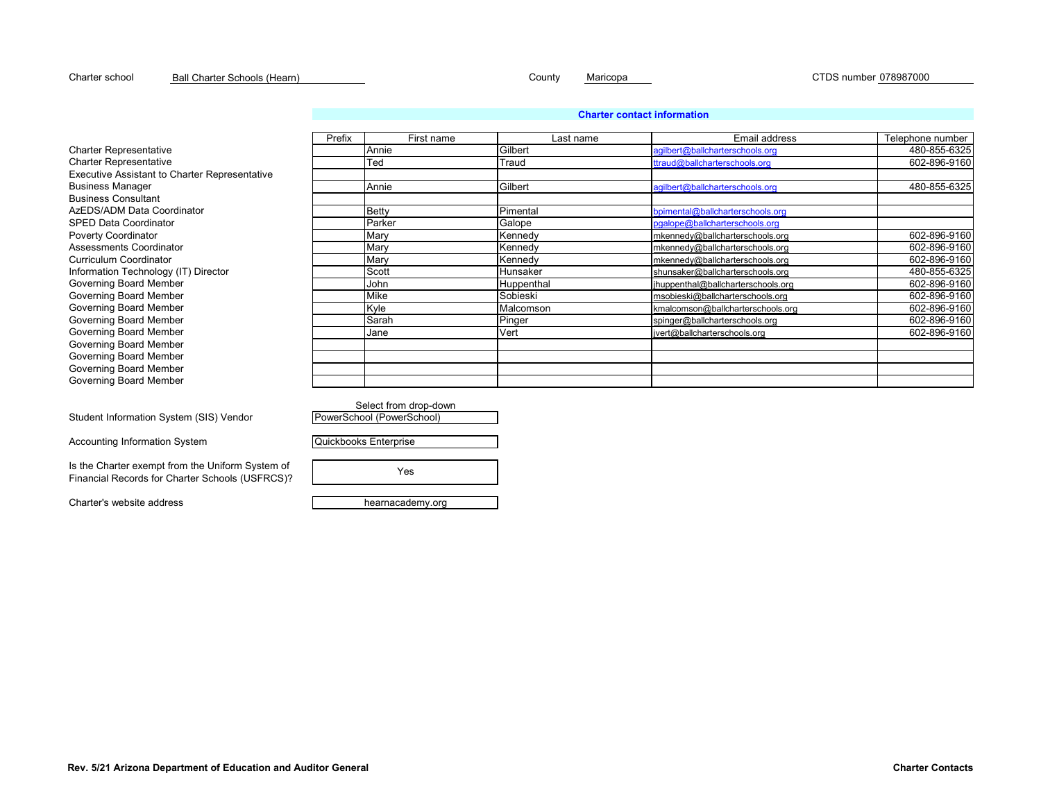Charter school: Ball Charter Schools (Hearn)  County: Maricopa  CTDS number: 078987000

## Charter contact information

| | Prefix | First name | Last name | Email address | Telephone number |
|---|---|---|---|---|---|
| Charter Representative | | Annie | Gilbert | agilbert@ballcharterschools.org | 480-855-6325 |
| Charter Representative | | Ted | Traud | ttraud@ballcharterschools.org | 602-896-9160 |
| Executive Assistant to Charter Representative | | | | | |
| Business Manager | | Annie | Gilbert | agilbert@ballcharterschools.org | 480-855-6325 |
| Business Consultant | | | | | |
| AzEDS/ADM Data Coordinator | | Betty | Pimental | bpimental@ballcharterschools.org | |
| SPED Data Coordinator | | Parker | Galope | pgalope@ballcharterschools.org | |
| Poverty Coordinator | | Mary | Kennedy | mkennedy@ballcharterschools.org | 602-896-9160 |
| Assessments Coordinator | | Mary | Kennedy | mkennedy@ballcharterschools.org | 602-896-9160 |
| Curriculum Coordinator | | Mary | Kennedy | mkennedy@ballcharterschools.org | 602-896-9160 |
| Information Technology (IT) Director | | Scott | Hunsaker | shunsaker@ballcharterschools.org | 480-855-6325 |
| Governing Board Member | | John | Huppenthal | jhuppenthal@ballcharterschools.org | 602-896-9160 |
| Governing Board Member | | Mike | Sobieski | msobieski@ballcharterschools.org | 602-896-9160 |
| Governing Board Member | | Kyle | Malcomson | kmalcomson@ballcharterschools.org | 602-896-9160 |
| Governing Board Member | | Sarah | Pinger | spinger@ballcharterschools.org | 602-896-9160 |
| Governing Board Member | | Jane | Vert | jvert@ballcharterschools.org | 602-896-9160 |
| Governing Board Member | | | | | |
| Governing Board Member | | | | | |
| Governing Board Member | | | | | |
| Governing Board Member | | | | | |

| | Select from drop-down |
|---|---|
| Student Information System (SIS) Vendor | PowerSchool (PowerSchool) |
| Accounting Information System | Quickbooks Enterprise |
| Is the Charter exempt from the Uniform System of Financial Records for Charter Schools (USFRCS)? | Yes |
| Charter's website address | hearnacademy.org |

**Rev. 5/21 Arizona Department of Education and Auditor General** **Charter Contacts**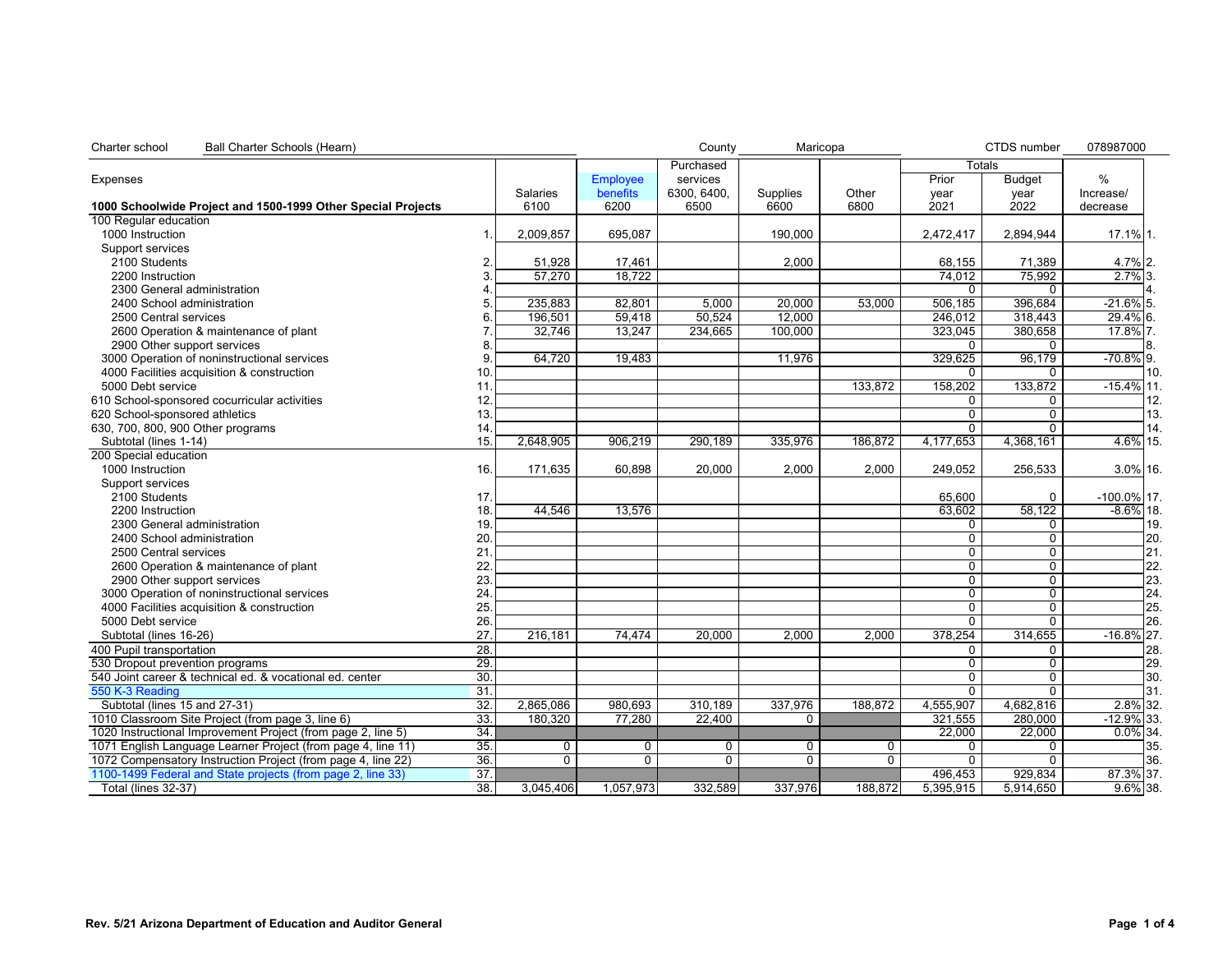Charter school: Ball Charter Schools (Hearn) | County: Maricopa | CTDS number: 078987000

| Expenses | | Salaries | Employee benefits | Purchased services 6300, 6400, 6500 | Supplies | Other | Totals | | % Increase/ decrease | |
|---|---|---|---|---|---|---|---|---|---|---|
| **1000 Schoolwide Project and 1500-1999 Other Special Projects** | | 6100 | 6200 | | 6600 | 6800 | Prior year 2021 | Budget year 2022 | | |
| 100 Regular education | | | | | | | | | | |
| 1000 Instruction | 1. | 2,009,857 | 695,087 | | 190,000 | | 2,472,417 | 2,894,944 | 17.1% | 1. |
| Support services | | | | | | | | | | |
| 2100 Students | 2. | 51,928 | 17,461 | | 2,000 | | 68,155 | 71,389 | 4.7% | 2. |
| 2200 Instruction | 3. | 57,270 | 18,722 | | | | 74,012 | 75,992 | 2.7% | 3. |
| 2300 General administration | 4. | | | | | | 0 | 0 | | 4. |
| 2400 School administration | 5. | 235,883 | 82,801 | 5,000 | 20,000 | 53,000 | 506,185 | 396,684 | -21.6% | 5. |
| 2500 Central services | 6. | 196,501 | 59,418 | 50,524 | 12,000 | | 246,012 | 318,443 | 29.4% | 6. |
| 2600 Operation & maintenance of plant | 7. | 32,746 | 13,247 | 234,665 | 100,000 | | 323,045 | 380,658 | 17.8% | 7. |
| 2900 Other support services | 8. | | | | | | 0 | 0 | | 8. |
| 3000 Operation of noninstructional services | 9. | 64,720 | 19,483 | | 11,976 | | 329,625 | 96,179 | -70.8% | 9. |
| 4000 Facilities acquisition & construction | 10. | | | | | | 0 | 0 | | 10. |
| 5000 Debt service | 11. | | | | | 133,872 | 158,202 | 133,872 | -15.4% | 11. |
| 610 School-sponsored cocurricular activities | 12. | | | | | | 0 | 0 | | 12. |
| 620 School-sponsored athletics | 13. | | | | | | 0 | 0 | | 13. |
| 630, 700, 800, 900 Other programs | 14. | | | | | | 0 | 0 | | 14. |
| Subtotal (lines 1-14) | 15. | 2,648,905 | 906,219 | 290,189 | 335,976 | 186,872 | 4,177,653 | 4,368,161 | 4.6% | 15. |
| 200 Special education | | | | | | | | | | |
| 1000 Instruction | 16. | 171,635 | 60,898 | 20,000 | 2,000 | 2,000 | 249,052 | 256,533 | 3.0% | 16. |
| Support services | | | | | | | | | | |
| 2100 Students | 17. | | | | | | 65,600 | 0 | -100.0% | 17. |
| 2200 Instruction | 18. | 44,546 | 13,576 | | | | 63,602 | 58,122 | -8.6% | 18. |
| 2300 General administration | 19. | | | | | | 0 | 0 | | 19. |
| 2400 School administration | 20. | | | | | | 0 | 0 | | 20. |
| 2500 Central services | 21. | | | | | | 0 | 0 | | 21. |
| 2600 Operation & maintenance of plant | 22. | | | | | | 0 | 0 | | 22. |
| 2900 Other support services | 23. | | | | | | 0 | 0 | | 23. |
| 3000 Operation of noninstructional services | 24. | | | | | | 0 | 0 | | 24. |
| 4000 Facilities acquisition & construction | 25. | | | | | | 0 | 0 | | 25. |
| 5000 Debt service | 26. | | | | | | 0 | 0 | | 26. |
| Subtotal (lines 16-26) | 27. | 216,181 | 74,474 | 20,000 | 2,000 | 2,000 | 378,254 | 314,655 | -16.8% | 27. |
| 400 Pupil transportation | 28. | | | | | | 0 | 0 | | 28. |
| 530 Dropout prevention programs | 29. | | | | | | 0 | 0 | | 29. |
| 540 Joint career & technical ed. & vocational ed. center | 30. | | | | | | 0 | 0 | | 30. |
| 550 K-3 Reading | 31. | | | | | | 0 | 0 | | 31. |
| Subtotal (lines 15 and 27-31) | 32. | 2,865,086 | 980,693 | 310,189 | 337,976 | 188,872 | 4,555,907 | 4,682,816 | 2.8% | 32. |
| 1010 Classroom Site Project (from page 3, line 6) | 33. | 180,320 | 77,280 | 22,400 | 0 | | 321,555 | 280,000 | -12.9% | 33. |
| 1020 Instructional Improvement Project (from page 2, line 5) | 34. | | | | | | 22,000 | 22,000 | 0.0% | 34. |
| 1071 English Language Learner Project (from page 4, line 11) | 35. | 0 | 0 | 0 | 0 | 0 | 0 | 0 | | 35. |
| 1072 Compensatory Instruction Project (from page 4, line 22) | 36. | 0 | 0 | 0 | 0 | 0 | 0 | 0 | | 36. |
| 1100-1499 Federal and State projects (from page 2, line 33) | 37. | | | | | | 496,453 | 929,834 | 87.3% | 37. |
| Total (lines 32-37) | 38. | 3,045,406 | 1,057,973 | 332,589 | 337,976 | 188,872 | 5,395,915 | 5,914,650 | 9.6% | 38. |

**Rev. 5/21 Arizona Department of Education and Auditor General**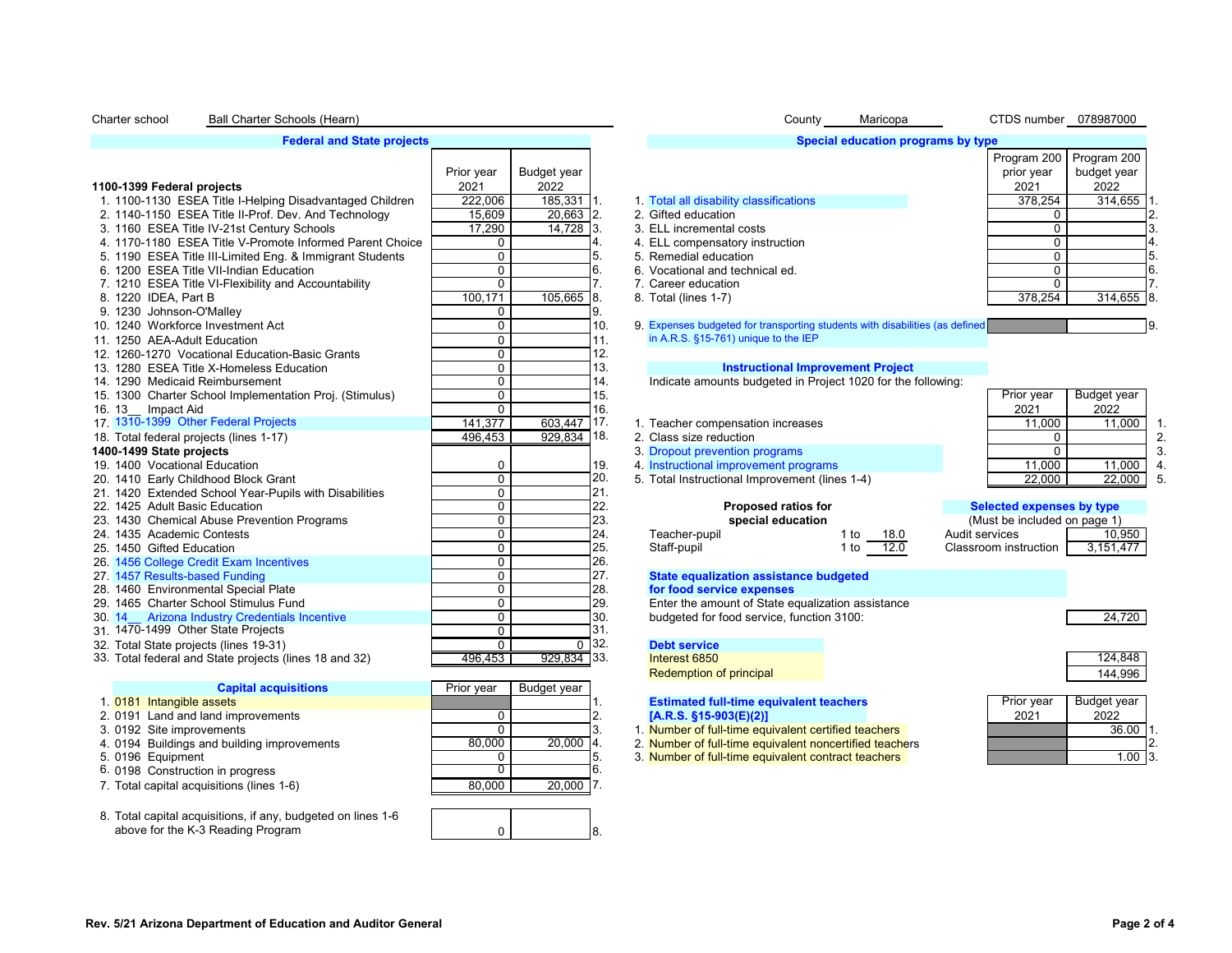Charter school Ball Charter Schools (Hearn) County Maricopa CTDS number 078987000

## Federal and State projects

| | Prior year 2021 | Budget year 2022 | |
|---|---|---|---|
| **1100-1399 Federal projects** | | | |
| 1. 1100-1130 ESEA Title I-Helping Disadvantaged Children | 222,006 | 185,331 | 1. |
| 2. 1140-1150 ESEA Title II-Prof. Dev. And Technology | 15,609 | 20,663 | 2. |
| 3. 1160 ESEA Title IV-21st Century Schools | 17,290 | 14,728 | 3. |
| 4. 1170-1180 ESEA Title V-Promote Informed Parent Choice | 0 | | 4. |
| 5. 1190 ESEA Title III-Limited Eng. & Immigrant Students | 0 | | 5. |
| 6. 1200 ESEA Title VII-Indian Education | 0 | | 6. |
| 7. 1210 ESEA Title VI-Flexibility and Accountability | 0 | | 7. |
| 8. 1220 IDEA, Part B | 100,171 | 105,665 | 8. |
| 9. 1230 Johnson-O'Malley | 0 | | 9. |
| 10. 1240 Workforce Investment Act | 0 | | 10. |
| 11. 1250 AEA-Adult Education | 0 | | 11. |
| 12. 1260-1270 Vocational Education-Basic Grants | 0 | | 12. |
| 13. 1280 ESEA Title X-Homeless Education | 0 | | 13. |
| 14. 1290 Medicaid Reimbursement | 0 | | 14. |
| 15. 1300 Charter School Implementation Proj. (Stimulus) | 0 | | 15. |
| 16. 13__ Impact Aid | 0 | | 16. |
| 17. 1310-1399 Other Federal Projects | 141,377 | 603,447 | 17. |
| 18. Total federal projects (lines 1-17) | 496,453 | 929,834 | 18. |
| **1400-1499 State projects** | | | |
| 19. 1400 Vocational Education | 0 | | 19. |
| 20. 1410 Early Childhood Block Grant | 0 | | 20. |
| 21. 1420 Extended School Year-Pupils with Disabilities | 0 | | 21. |
| 22. 1425 Adult Basic Education | 0 | | 22. |
| 23. 1430 Chemical Abuse Prevention Programs | 0 | | 23. |
| 24. 1435 Academic Contests | 0 | | 24. |
| 25. 1450 Gifted Education | 0 | | 25. |
| 26. 1456 College Credit Exam Incentives | 0 | | 26. |
| 27. 1457 Results-based Funding | 0 | | 27. |
| 28. 1460 Environmental Special Plate | 0 | | 28. |
| 29. 1465 Charter School Stimulus Fund | 0 | | 29. |
| 30. 14__ Arizona Industry Credentials Incentive | 0 | | 30. |
| 31. 1470-1499 Other State Projects | 0 | | 31. |
| 32. Total State projects (lines 19-31) | 0 | 0 | 32. |
| 33. Total federal and State projects (lines 18 and 32) | 496,453 | 929,834 | 33. |

## Capital acquisitions

| | Prior year | Budget year | |
|---|---|---|---|
| 1. 0181 Intangible assets | | | 1. |
| 2. 0191 Land and land improvements | 0 | | 2. |
| 3. 0192 Site improvements | 0 | | 3. |
| 4. 0194 Buildings and building improvements | 80,000 | 20,000 | 4. |
| 5. 0196 Equipment | 0 | | 5. |
| 6. 0198 Construction in progress | 0 | | 6. |
| 7. Total capital acquisitions (lines 1-6) | 80,000 | 20,000 | 7. |
| 8. Total capital acquisitions, if any, budgeted on lines 1-6 above for the K-3 Reading Program | 0 | | 8. |

## Special education programs by type

| | Program 200 prior year 2021 | Program 200 budget year 2022 | |
|---|---|---|---|
| 1. Total all disability classifications | 378,254 | 314,655 | 1. |
| 2. Gifted education | 0 | | 2. |
| 3. ELL incremental costs | 0 | | 3. |
| 4. ELL compensatory instruction | 0 | | 4. |
| 5. Remedial education | 0 | | 5. |
| 6. Vocational and technical ed. | 0 | | 6. |
| 7. Career education | 0 | | 7. |
| 8. Total (lines 1-7) | 378,254 | 314,655 | 8. |
| 9. Expenses budgeted for transporting students with disabilities (as defined in A.R.S. §15-761) unique to the IEP | | | 9. |

## Instructional Improvement Project

Indicate amounts budgeted in Project 1020 for the following:

| | Prior year 2021 | Budget year 2022 | |
|---|---|---|---|
| 1. Teacher compensation increases | 11,000 | 11,000 | 1. |
| 2. Class size reduction | 0 | | 2. |
| 3. Dropout prevention programs | 0 | | 3. |
| 4. Instructional improvement programs | 11,000 | 11,000 | 4. |
| 5. Total Instructional Improvement (lines 1-4) | 22,000 | 22,000 | 5. |

**Proposed ratios for special education**

| | | |
|---|---|---|
| Teacher-pupil | 1 to | 18.0 |
| Staff-pupil | 1 to | 12.0 |

**Selected expenses by type**
(Must be included on page 1)

| | |
|---|---|
| Audit services | 10,950 |
| Classroom instruction | 3,151,477 |

**State equalization assistance budgeted for food service expenses**

Enter the amount of State equalization assistance budgeted for food service, function 3100: 24,720

**Debt service**

| | |
|---|---|
| Interest 6850 | 124,848 |
| Redemption of principal | 144,996 |

**Estimated full-time equivalent teachers [A.R.S. §15-903(E)(2)]**

| | Prior year 2021 | Budget year 2022 | |
|---|---|---|---|
| 1. Number of full-time equivalent certified teachers | | 36.00 | 1. |
| 2. Number of full-time equivalent noncertified teachers | | | 2. |
| 3. Number of full-time equivalent contract teachers | | 1.00 | 3. |

Rev. 5/21 Arizona Department of Education and Auditor General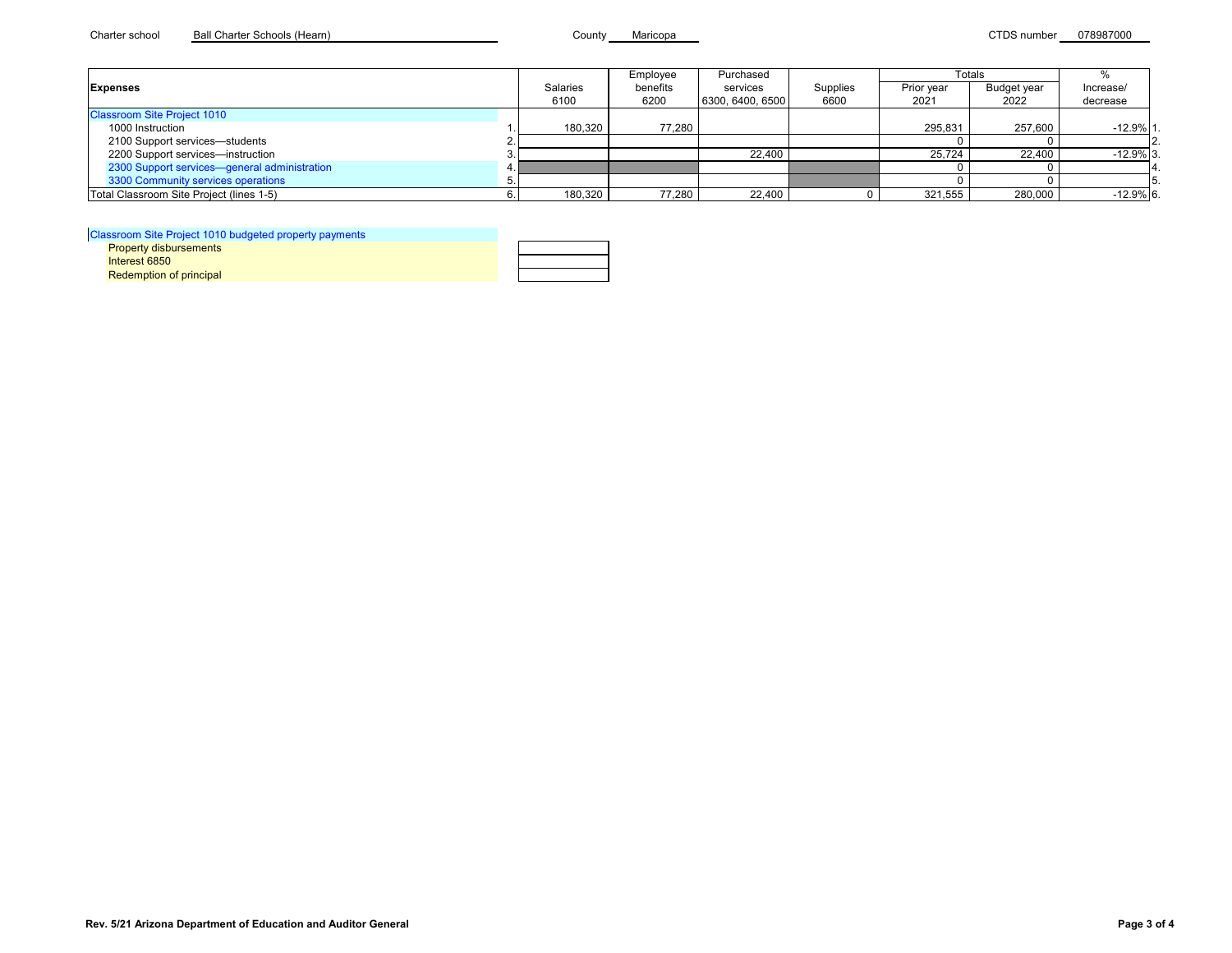Charter school Ball Charter Schools (Hearn) County Maricopa CTDS number 078987000

| Expenses | | Salaries 6100 | Employee benefits 6200 | Purchased services 6300, 6400, 6500 | Supplies 6600 | Totals Prior year 2021 | Totals Budget year 2022 | % Increase/ decrease | |
|---|---|---|---|---|---|---|---|---|---|
| Classroom Site Project 1010 | | | | | | | | | |
| 1000 Instruction | 1. | 180,320 | 77,280 | | | 295,831 | 257,600 | -12.9% | 1. |
| 2100 Support services—students | 2. | | | | | 0 | 0 | | 2. |
| 2200 Support services—instruction | 3. | | | 22,400 | | 25,724 | 22,400 | -12.9% | 3. |
| 2300 Support services—general administration | 4. | | | | | 0 | 0 | | 4. |
| 3300 Community services operations | 5. | | | | | 0 | 0 | | 5. |
| Total Classroom Site Project (lines 1-5) | 6. | 180,320 | 77,280 | 22,400 | 0 | 321,555 | 280,000 | -12.9% | 6. |

| Classroom Site Project 1010 budgeted property payments | |
|---|---|
| Property disbursements | |
| Interest 6850 | |
| Redemption of principal | |

Rev. 5/21 Arizona Department of Education and Auditor General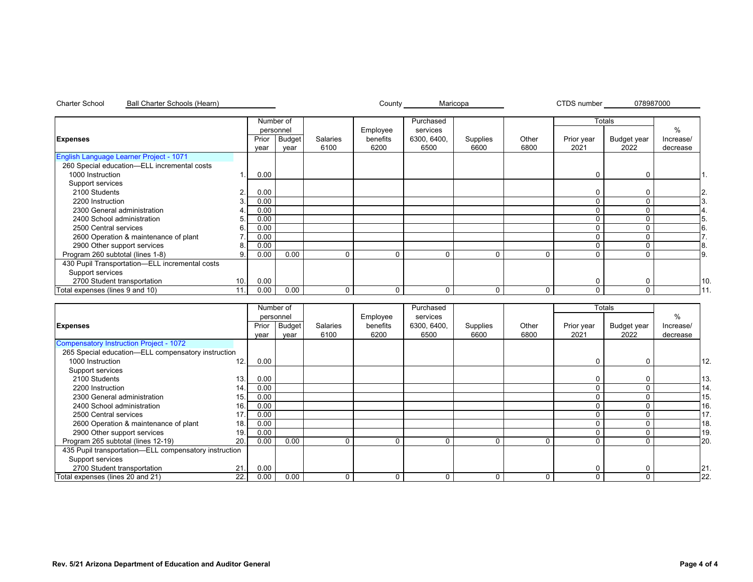Charter School Ball Charter Schools (Hearn) County Maricopa CTDS number 078987000

| Expenses | | Number of personnel Prior year | Budget year | Salaries 6100 | Employee benefits 6200 | Purchased services 6300, 6400, 6500 | Supplies 6600 | Other 6800 | Totals Prior year 2021 | Budget year 2022 | % Increase/ decrease | |
|---|---|---|---|---|---|---|---|---|---|---|---|---|
| English Language Learner Project - 1071 | | | | | | | | | | | | |
| 260 Special education—ELL incremental costs | | | | | | | | | | | | |
| 1000 Instruction | 1. | 0.00 | | | | | | | 0 | 0 | | 1. |
| Support services | | | | | | | | | | | | |
| 2100 Students | 2. | 0.00 | | | | | | | 0 | 0 | | 2. |
| 2200 Instruction | 3. | 0.00 | | | | | | | 0 | 0 | | 3. |
| 2300 General administration | 4. | 0.00 | | | | | | | 0 | 0 | | 4. |
| 2400 School administration | 5. | 0.00 | | | | | | | 0 | 0 | | 5. |
| 2500 Central services | 6. | 0.00 | | | | | | | 0 | 0 | | 6. |
| 2600 Operation & maintenance of plant | 7. | 0.00 | | | | | | | 0 | 0 | | 7. |
| 2900 Other support services | 8. | 0.00 | | | | | | | 0 | 0 | | 8. |
| Program 260 subtotal (lines 1-8) | 9. | 0.00 | 0.00 | 0 | 0 | 0 | 0 | 0 | 0 | 0 | | 9. |
| 430 Pupil Transportation—ELL incremental costs | | | | | | | | | | | | |
| Support services | | | | | | | | | | | | |
| 2700 Student transportation | 10. | 0.00 | | | | | | | 0 | 0 | | 10. |
| Total expenses (lines 9 and 10) | 11. | 0.00 | 0.00 | 0 | 0 | 0 | 0 | 0 | 0 | 0 | | 11. |

| Expenses | | Number of personnel Prior year | Budget year | Salaries 6100 | Employee benefits 6200 | Purchased services 6300, 6400, 6500 | Supplies 6600 | Other 6800 | Totals Prior year 2021 | Budget year 2022 | % Increase/ decrease | |
|---|---|---|---|---|---|---|---|---|---|---|---|---|
| Compensatory Instruction Project - 1072 | | | | | | | | | | | | |
| 265 Special education—ELL compensatory instruction | | | | | | | | | | | | |
| 1000 Instruction | 12. | 0.00 | | | | | | | 0 | 0 | | 12. |
| Support services | | | | | | | | | | | | |
| 2100 Students | 13. | 0.00 | | | | | | | 0 | 0 | | 13. |
| 2200 Instruction | 14. | 0.00 | | | | | | | 0 | 0 | | 14. |
| 2300 General administration | 15. | 0.00 | | | | | | | 0 | 0 | | 15. |
| 2400 School administration | 16. | 0.00 | | | | | | | 0 | 0 | | 16. |
| 2500 Central services | 17. | 0.00 | | | | | | | 0 | 0 | | 17. |
| 2600 Operation & maintenance of plant | 18. | 0.00 | | | | | | | 0 | 0 | | 18. |
| 2900 Other support services | 19. | 0.00 | | | | | | | 0 | 0 | | 19. |
| Program 265 subtotal (lines 12-19) | 20. | 0.00 | 0.00 | 0 | 0 | 0 | 0 | 0 | 0 | 0 | | 20. |
| 435 Pupil transportation—ELL compensatory instruction | | | | | | | | | | | | |
| Support services | | | | | | | | | | | | |
| 2700 Student transportation | 21. | 0.00 | | | | | | | 0 | 0 | | 21. |
| Total expenses (lines 20 and 21) | 22. | 0.00 | 0.00 | 0 | 0 | 0 | 0 | 0 | 0 | 0 | | 22. |

**Rev. 5/21 Arizona Department of Education and Auditor General**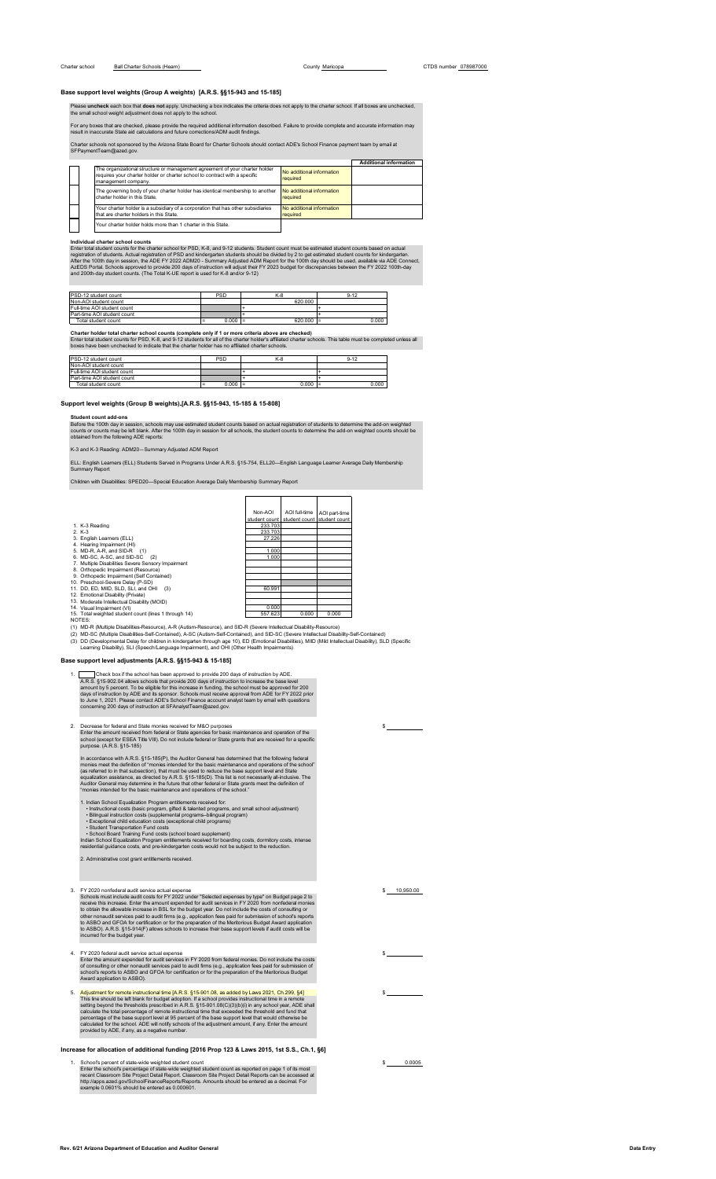Charter school Ball Charter Schools (Hearn) County Maricopa CTDS number 078987000

## Base support level weights (Group A weights) [A.R.S. §§15-943 and 15-185]

Please **uncheck** each box that **does not** apply. Unchecking a box indicates the criteria does not apply to the charter school. If all boxes are unchecked, the small school weight adjustment does not apply to the school.

For any boxes that are checked, please provide the required additional information described. Failure to provide complete and accurate information may result in inaccurate State aid calculations and future corrections/ADM audit findings.

Charter schools not sponsored by the Arizona State Board for Charter Schools should contact ADE's School Finance payment team by email at SFPaymentTeam@azed.gov.

| | | | Additional information |
|---|---|---|---|
| ☐ | The organizational structure or management agreement of your charter holder requires your charter holder or charter school to contract with a specific management company. | No additional information required | |
| ☐ | The governing body of your charter holder has identical membership to another charter holder in this State. | No additional information required | |
| ☐ | Your charter holder is a subsidiary of a corporation that has other subsidiaries that are charter holders in this State. | No additional information required | |
| ☐ | Your charter holder holds more than 1 charter in this State. | | |

### Individual charter school counts

Enter total student counts for the charter school for PSD, K-8, and 9-12 students. Student count must be estimated student counts based on actual registration of students. Actual registration of PSD and kindergarten students should be divided by 2 to get estimated student counts for kindergarten. After the 100th day in session, the ADE FY 2022 ADM20 - Summary Adjusted ADM Report for the 100th day should be used, available via ADE Connect, AzEDS Portal. Schools approved to provide 200 days of instruction will adjust their FY 2023 budget for discrepancies between the FY 2022 100th-day and 200th-day student counts. (The Total K-UE report is used for K-8 and/or 9-12)

| PSD-12 student count | PSD | K-8 | 9-12 |
|---|---|---|---|
| Non-AOI student count | | 620.000 | |
| Full-time AOI student count | | + | + |
| Part-time AOI student count | | + | + |
| Total student count | = 0.000 | = 620.000 | = 0.000 |

### Charter holder total charter school counts (complete only if 1 or more criteria above are checked)

Enter total student counts for PSD, K-8, and 9-12 students for all of the charter holder's affiliated charter schools. This table must be completed unless all boxes have been unchecked to indicate that the charter holder has no affiliated charter schools.

| PSD-12 student count | PSD | K-8 | 9-12 |
|---|---|---|---|
| Non-AOI student count | | | |
| Full-time AOI student count | | + | + |
| Part-time AOI student count | | + | + |
| Total student count | = 0.000 | = 0.000 | = 0.000 |

## Support level weights (Group B weights).[A.R.S. §§15-943, 15-185 & 15-808]

### Student count add-ons

Before the 100th day in session, schools may use estimated student counts based on actual registration of students to determine the add-on weighted counts or counts may be left blank. After the 100th day in session for all schools, the student counts to determine the add-on weighted counts should be obtained from the following ADE reports:

K-3 and K-3 Reading: ADM20-- Summary Adjusted ADM Report

ELL: English Learners (ELL) Students Served in Programs Under A.R.S. §15-754, ELL20—English Language Learner Average Daily Membership Summary Report

Children with Disabilities: SPED20—Special Education Average Daily Membership Summary Report

| | Non-AOI student count | AOI full-time student count | AOI part-time student count |
|---|---|---|---|
| 1. K-3 Reading | 233.703 | | |
| 2. K-3 | 233.703 | | |
| 3. English Learners (ELL) | 27.226 | | |
| 4. Hearing Impairment (HI) | | | |
| 5. MD-R, A-R, and SID-R (1) | 1.000 | | |
| 6. MD-SC, A-SC, and SID-SC (2) | 1.000 | | |
| 7. Multiple Disabilities Severe Sensory Impairment | | | |
| 8. Orthopedic Impairment (Resource) | | | |
| 9. Orthopedic Impairment (Self Contained) | | | |
| 10. Preschool-Severe Delay (P-SD) | | | |
| 11. DD, ED, MIID, SLD, SLI, and OHI (3) | 60.991 | | |
| 12. Emotional Disability (Private) | | | |
| 13. Moderate Intellectual Disability (MOID) | | | |
| 14. Visual Impairment (VI) | 0.000 | | |
| 15. Total weighted student count (lines 1 through 14) | 557.623 | 0.000 | 0.000 |

NOTES:
(1) MD-R (Multiple Disabilities-Resource), A-R (Autism-Resource), and SID-R (Severe Intellectual Disability-Resource)
(2) MD-SC (Multiple Disabilities-Self-Contained), A-SC (Autism-Self-Contained), and SID-SC (Severe Intellectual Disability-Self-Contained)
(3) DD (Developmental Delay for children in kindergarten through age 10), ED (Emotional Disabilities), MIID (Mild Intellectual Disability), SLD (Specific Learning Disability), SLI (Speech/Language Impairment), and OHI (Other Health Impairments)

## Base support level adjustments [A.R.S. §§15-943 & 15-185]

1. ☐ Check box if the school has been approved to provide 200 days of instruction by ADE.
A.R.S. §15-902.04 allows schools that provide 200 days of instruction to increase the base level amount by 5 percent. To be eligible for this increase in funding, the school must be approved for 200 days of instruction by ADE and its sponsor. Schools must receive approval from ADE for FY 2022 prior to June 1, 2021. Please contact ADE's School Finance account analyst team by email with questions concerning 200 days of instruction at SFAnalystTeam@azed.gov.

2. Decrease for federal and State monies received for M&O purposes — $ ________
Enter the amount received from federal or State agencies for basic maintenance and operation of the school (except for ESEA Title VIII). Do not include federal or State grants that are received for a specific purpose. (A.R.S. §15-185)

In accordance with A.R.S. §15-185(P), the Auditor General has determined that the following federal monies meet the definition of "monies intended for the basic maintenance and operations of the school" (as referred to in that subsection), that must be used to reduce the base support level and State equalization assistance, as directed by A.R.S. §15-185(D). This list is not necessarily all-inclusive. The Auditor General may determine in the future that other federal or State grants meet the definition of "monies intended for the basic maintenance and operations of the school."

1. Indian School Equalization Program entitlements received for:
   - Instructional costs (basic program, gifted & talented programs, and small school adjustment)
   - Bilingual instruction costs (supplemental programs--bilingual program)
   - Exceptional child education costs (exceptional child programs)
   - Student Transportation Fund costs
   - School Board Training Fund costs (school board supplement)

Indian School Equalization Program entitlements received for boarding costs, dormitory costs, intense residential guidance costs, and pre-kindergarten costs would not be subject to the reduction.

2. Administrative cost grant entitlements received.

3. FY 2020 nonfederal audit service actual expense — $ 10,950.00
Schools must include audit costs for FY 2022 under "Selected expenses by type" on Budget page 2 to receive this increase. Enter the amount expended for audit services in FY 2020 from nonfederal monies to obtain the allowable increase in BSL for the budget year. Do not include the costs of consulting or other nonaudit services paid to audit firms (e.g., application fees paid for submission of school's reports to ASBO and GFOA for certification or for the preparation of the Meritorious Budget Award application to ASBO). A.R.S. §15-914(F) allows schools to increase their base support levels if audit costs will be incurred for the budget year.

4. FY 2020 federal audit service actual expense — $ ________
Enter the amount expended for audit services in FY 2020 from federal monies. Do not include the costs of consulting or other nonaudit services paid to audit firms (e.g., application fees paid for submission of school's reports to ASBO and GFOA for certification or for the preparation of the Meritorious Budget Award application to ASBO).

5. Adjustment for remote instructional time [A.R.S. §15-901.08, as added by Laws 2021, Ch.299, §4] — $ ________
This line should be left blank for budget adoption. If a school provides instructional time in a remote setting beyond the thresholds prescribed in A.R.S. §15-901.08(C)(3)(b)(i) in any school year, ADE shall calculate the total percentage of remote instructional time that exceeded the threshold and fund that percentage of the base support level at 95 percent of the base support level that would otherwise be calculated for the school. ADE will notify schools of the adjustment amount, if any. Enter the amount provided by ADE, if any, as a negative number.

## Increase for allocation of additional funding [2016 Prop 123 & Laws 2015, 1st S.S., Ch.1, §6]

1. School's percent of state-wide weighted student count — $ 0.0005
Enter the school's percentage of state-wide weighted student count as reported on page 1 of its most recent Classroom Site Project Detail Report. Classroom Site Project Detail Reports can be accessed at http://apps.azed.gov/SchoolFinanceReports/Reports. Amounts should be entered as a decimal. For example 0.0601% should be entered as 0.000601.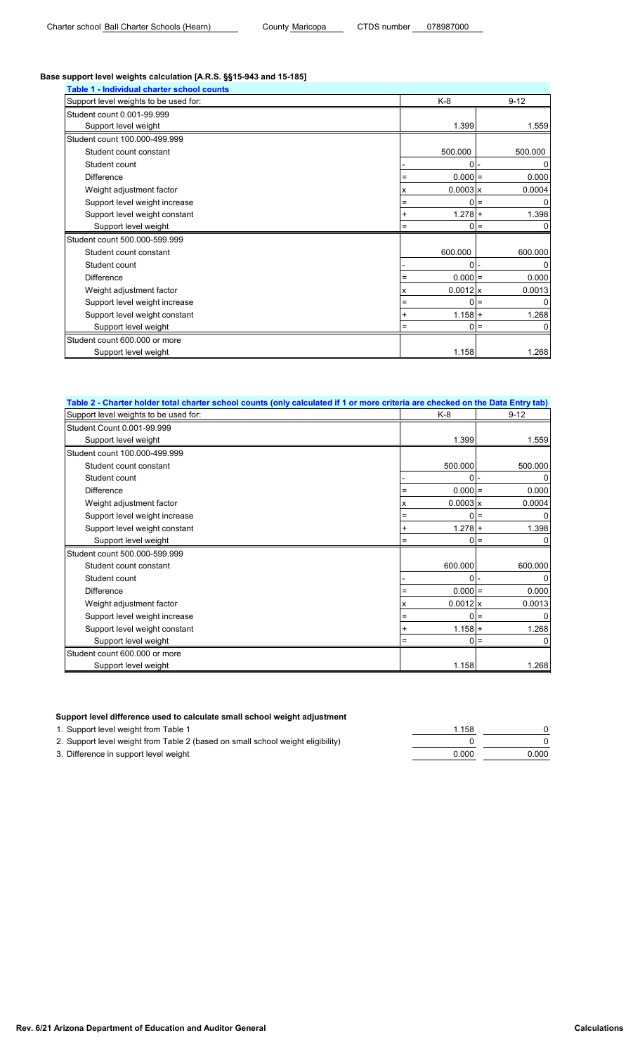Charter school Ball Charter Schools (Hearn) County Maricopa CTDS number 078987000

## Base support level weights calculation [A.R.S. §§15-943 and 15-185]

**Table 1 - Individual charter school counts**

| Support level weights to be used for: | | K-8 | | 9-12 |
|---|---|---|---|---|
| Student count 0.001-99.999 | | | | |
| Support level weight | | 1.399 | | 1.559 |
| Student count 100.000-499.999 | | | | |
| Student count constant | | 500.000 | | 500.000 |
| Student count | - | 0 | - | 0 |
| Difference | = | 0.000 | = | 0.000 |
| Weight adjustment factor | x | 0.0003 | x | 0.0004 |
| Support level weight increase | = | 0 | = | 0 |
| Support level weight constant | + | 1.278 | + | 1.398 |
| Support level weight | = | 0 | = | 0 |
| Student count 500.000-599.999 | | | | |
| Student count constant | | 600.000 | | 600.000 |
| Student count | - | 0 | - | 0 |
| Difference | = | 0.000 | = | 0.000 |
| Weight adjustment factor | x | 0.0012 | x | 0.0013 |
| Support level weight increase | = | 0 | = | 0 |
| Support level weight constant | + | 1.158 | + | 1.268 |
| Support level weight | = | 0 | = | 0 |
| Student count 600.000 or more | | | | |
| Support level weight | | 1.158 | | 1.268 |

**Table 2 - Charter holder total charter school counts (only calculated if 1 or more criteria are checked on the Data Entry tab)**

| Support level weights to be used for: | | K-8 | | 9-12 |
|---|---|---|---|---|
| Student Count 0.001-99.999 | | | | |
| Support level weight | | 1.399 | | 1.559 |
| Student count 100.000-499.999 | | | | |
| Student count constant | | 500.000 | | 500.000 |
| Student count | - | 0 | - | 0 |
| Difference | = | 0.000 | = | 0.000 |
| Weight adjustment factor | x | 0.0003 | x | 0.0004 |
| Support level weight increase | = | 0 | = | 0 |
| Support level weight constant | + | 1.278 | + | 1.398 |
| Support level weight | = | 0 | = | 0 |
| Student count 500.000-599.999 | | | | |
| Student count constant | | 600.000 | | 600.000 |
| Student count | - | 0 | - | 0 |
| Difference | = | 0.000 | = | 0.000 |
| Weight adjustment factor | x | 0.0012 | x | 0.0013 |
| Support level weight increase | = | 0 | = | 0 |
| Support level weight constant | + | 1.158 | + | 1.268 |
| Support level weight | = | 0 | = | 0 |
| Student count 600.000 or more | | | | |
| Support level weight | | 1.158 | | 1.268 |

### Support level difference used to calculate small school weight adjustment

| | | |
|---|---|---|
| 1. Support level weight from Table 1 | 1.158 | 0 |
| 2. Support level weight from Table 2 (based on small school weight eligibility) | 0 | 0 |
| 3. Difference in support level weight | 0.000 | 0.000 |

Rev. 6/21 Arizona Department of Education and Auditor General Calculations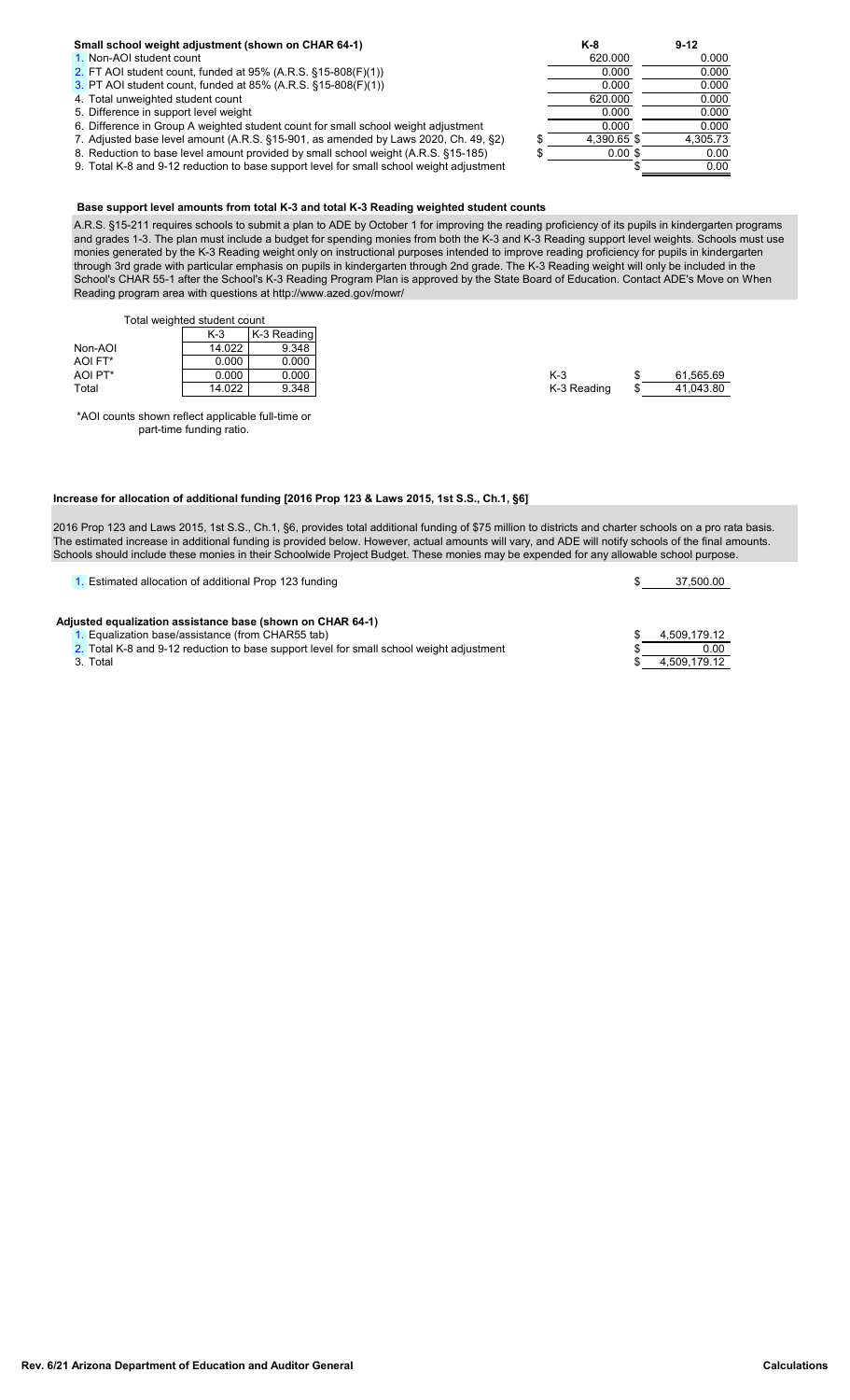### Small school weight adjustment (shown on CHAR 64-1)

| | K-8 | 9-12 |
|---|---|---|
| 1. Non-AOI student count | 620.000 | 0.000 |
| 2. FT AOI student count, funded at 95% (A.R.S. §15-808(F)(1)) | 0.000 | 0.000 |
| 3. PT AOI student count, funded at 85% (A.R.S. §15-808(F)(1)) | 0.000 | 0.000 |
| 4. Total unweighted student count | 620.000 | 0.000 |
| 5. Difference in support level weight | 0.000 | 0.000 |
| 6. Difference in Group A weighted student count for small school weight adjustment | 0.000 | 0.000 |
| 7. Adjusted base level amount (A.R.S. §15-901, as amended by Laws 2020, Ch. 49, §2) | $ 4,390.65 | $ 4,305.73 |
| 8. Reduction to base level amount provided by small school weight (A.R.S. §15-185) | $ 0.00 | $ 0.00 |
| 9. Total K-8 and 9-12 reduction to base support level for small school weight adjustment | | $ 0.00 |

### Base support level amounts from total K-3 and total K-3 Reading weighted student counts

A.R.S. §15-211 requires schools to submit a plan to ADE by October 1 for improving the reading proficiency of its pupils in kindergarten programs and grades 1-3. The plan must include a budget for spending monies from both the K-3 and K-3 Reading support level weights. Schools must use monies generated by the K-3 Reading weight only on instructional purposes intended to improve reading proficiency for pupils in kindergarten through 3rd grade with particular emphasis on pupils in kindergarten through 2nd grade. The K-3 Reading weight will only be included in the School's CHAR 55-1 after the School's K-3 Reading Program Plan is approved by the State Board of Education. Contact ADE's Move on When Reading program area with questions at http://www.azed.gov/mowr/

Total weighted student count

| | K-3 | K-3 Reading |
|---|---|---|
| Non-AOI | 14.022 | 9.348 |
| AOI FT* | 0.000 | 0.000 |
| AOI PT* | 0.000 | 0.000 |
| Total | 14.022 | 9.348 |

| | |
|---|---|
| K-3 | $ 61,565.69 |
| K-3 Reading | $ 41,043.80 |

*AOI counts shown reflect applicable full-time or part-time funding ratio.

### Increase for allocation of additional funding [2016 Prop 123 & Laws 2015, 1st S.S., Ch.1, §6]

2016 Prop 123 and Laws 2015, 1st S.S., Ch.1, §6, provides total additional funding of $75 million to districts and charter schools on a pro rata basis. The estimated increase in additional funding is provided below. However, actual amounts will vary, and ADE will notify schools of the final amounts. Schools should include these monies in their Schoolwide Project Budget. These monies may be expended for any allowable school purpose.

| | |
|---|---|
| 1. Estimated allocation of additional Prop 123 funding | $ 37,500.00 |

### Adjusted equalization assistance base (shown on CHAR 64-1)

| | |
|---|---|
| 1. Equalization base/assistance (from CHAR55 tab) | $ 4,509,179.12 |
| 2. Total K-8 and 9-12 reduction to base support level for small school weight adjustment | $ 0.00 |
| 3. Total | $ 4,509,179.12 |

Rev. 6/21 Arizona Department of Education and Auditor General — Calculations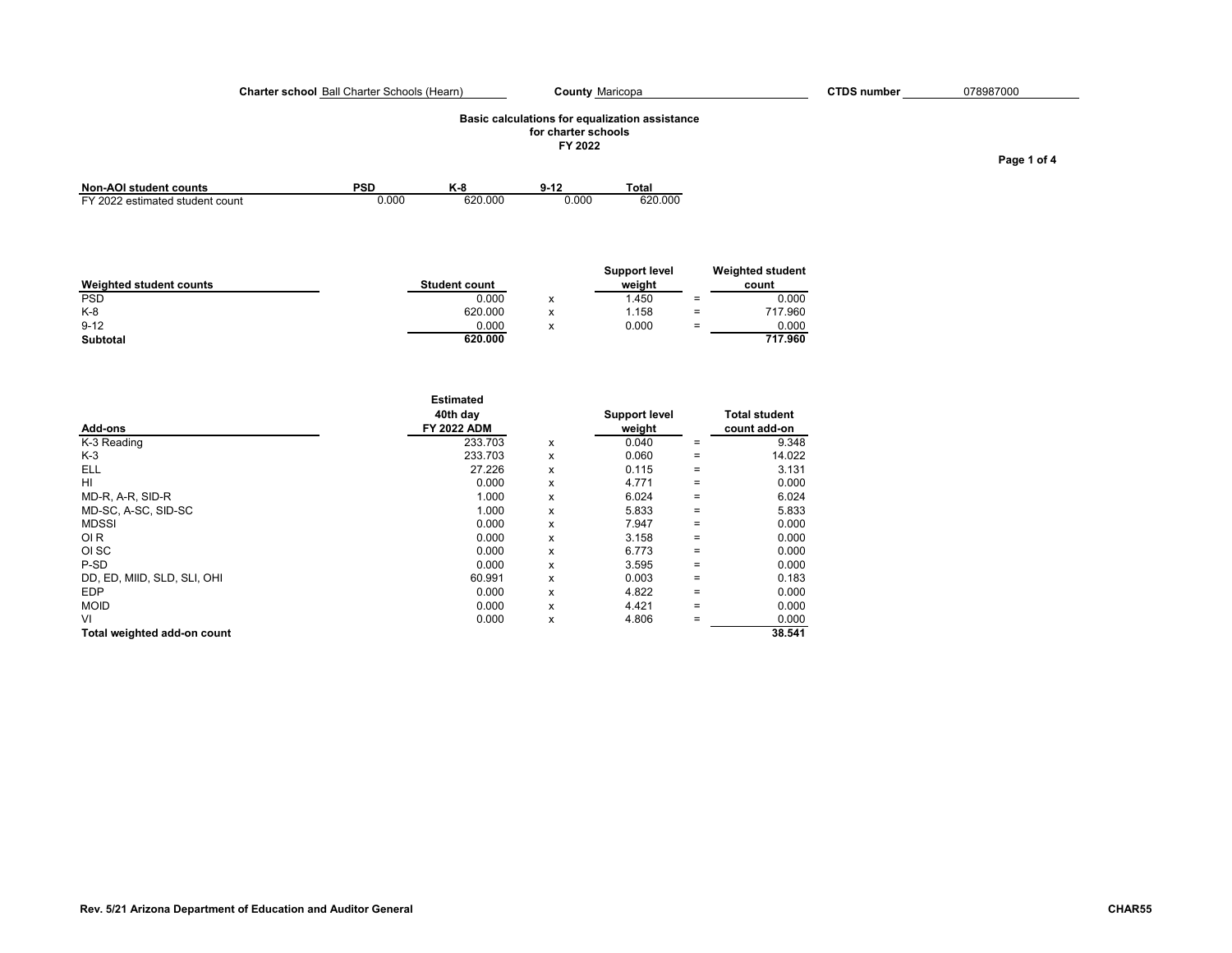**Charter school** Ball Charter Schools (Hearn) **County** Maricopa **CTDS number** 078987000

## Basic calculations for equalization assistance for charter schools FY 2022

| Non-AOI student counts | PSD | K-8 | 9-12 | Total |
|---|---|---|---|---|
| FY 2022 estimated student count | 0.000 | 620.000 | 0.000 | 620.000 |

| Weighted student counts | Student count | | Support level weight | | Weighted student count |
|---|---|---|---|---|---|
| PSD | 0.000 | x | 1.450 | = | 0.000 |
| K-8 | 620.000 | x | 1.158 | = | 717.960 |
| 9-12 | 0.000 | x | 0.000 | = | 0.000 |
| **Subtotal** | **620.000** | | | | **717.960** |

| Add-ons | Estimated 40th day FY 2022 ADM | | Support level weight | | Total student count add-on |
|---|---|---|---|---|---|
| K-3 Reading | 233.703 | x | 0.040 | = | 9.348 |
| K-3 | 233.703 | x | 0.060 | = | 14.022 |
| ELL | 27.226 | x | 0.115 | = | 3.131 |
| HI | 0.000 | x | 4.771 | = | 0.000 |
| MD-R, A-R, SID-R | 1.000 | x | 6.024 | = | 6.024 |
| MD-SC, A-SC, SID-SC | 1.000 | x | 5.833 | = | 5.833 |
| MDSSI | 0.000 | x | 7.947 | = | 0.000 |
| OI R | 0.000 | x | 3.158 | = | 0.000 |
| OI SC | 0.000 | x | 6.773 | = | 0.000 |
| P-SD | 0.000 | x | 3.595 | = | 0.000 |
| DD, ED, MIID, SLD, SLI, OHI | 60.991 | x | 0.003 | = | 0.183 |
| EDP | 0.000 | x | 4.822 | = | 0.000 |
| MOID | 0.000 | x | 4.421 | = | 0.000 |
| VI | 0.000 | x | 4.806 | = | 0.000 |
| **Total weighted add-on count** | | | | | **38.541** |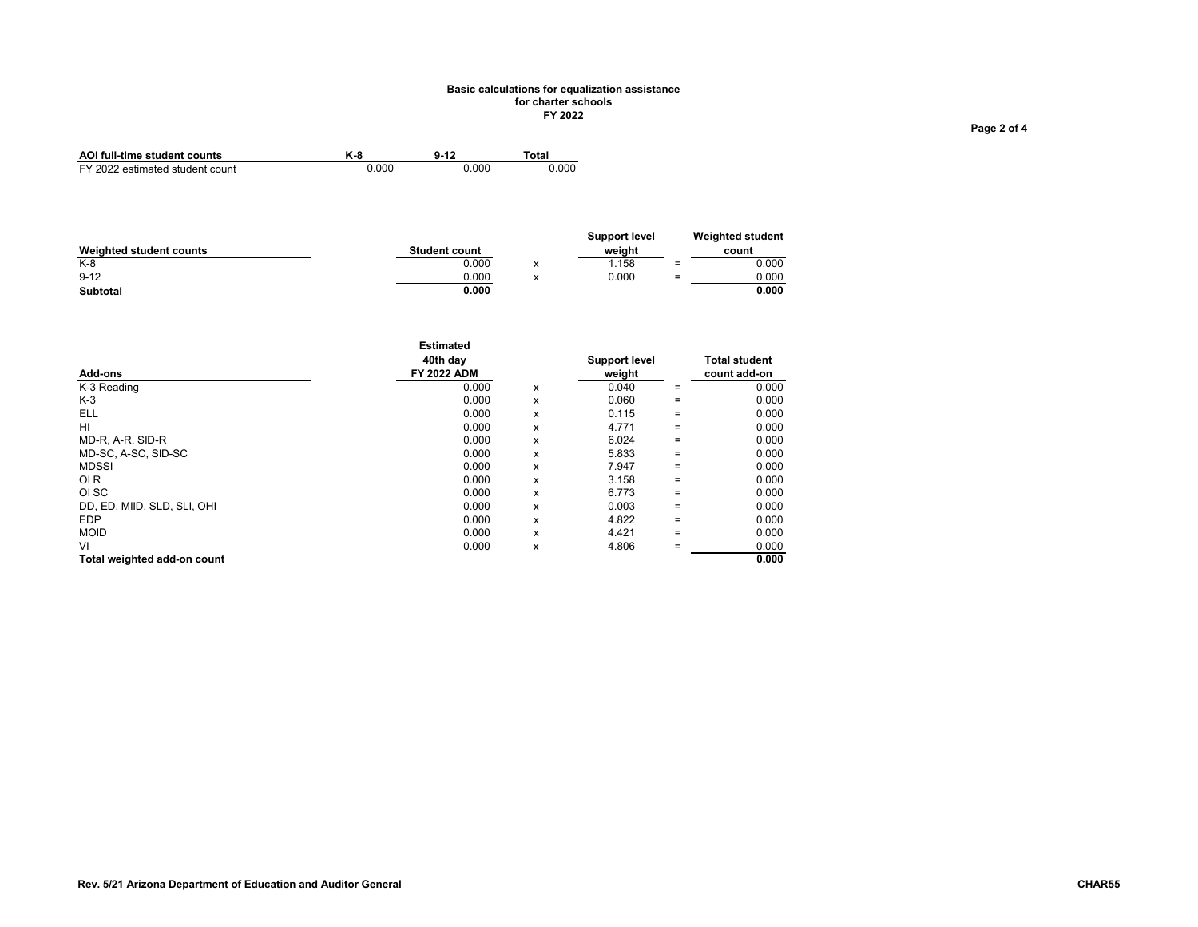**Basic calculations for equalization assistance**
**for charter schools**
**FY 2022**

| AOI full-time student counts | K-8 | 9-12 | Total |
|---|---|---|---|
| FY 2022 estimated student count | 0.000 | 0.000 | 0.000 |

| Weighted student counts | Student count | | Support level weight | | Weighted student count |
|---|---|---|---|---|---|
| K-8 | 0.000 | x | 1.158 | = | 0.000 |
| 9-12 | 0.000 | x | 0.000 | = | 0.000 |
| **Subtotal** | **0.000** | | | | **0.000** |

| Add-ons | Estimated 40th day FY 2022 ADM | | Support level weight | | Total student count add-on |
|---|---|---|---|---|---|
| K-3 Reading | 0.000 | x | 0.040 | = | 0.000 |
| K-3 | 0.000 | x | 0.060 | = | 0.000 |
| ELL | 0.000 | x | 0.115 | = | 0.000 |
| HI | 0.000 | x | 4.771 | = | 0.000 |
| MD-R, A-R, SID-R | 0.000 | x | 6.024 | = | 0.000 |
| MD-SC, A-SC, SID-SC | 0.000 | x | 5.833 | = | 0.000 |
| MDSSI | 0.000 | x | 7.947 | = | 0.000 |
| OI R | 0.000 | x | 3.158 | = | 0.000 |
| OI SC | 0.000 | x | 6.773 | = | 0.000 |
| DD, ED, MIID, SLD, SLI, OHI | 0.000 | x | 0.003 | = | 0.000 |
| EDP | 0.000 | x | 4.822 | = | 0.000 |
| MOID | 0.000 | x | 4.421 | = | 0.000 |
| VI | 0.000 | x | 4.806 | = | 0.000 |
| **Total weighted add-on count** | | | | | **0.000** |

**Rev. 5/21 Arizona Department of Education and Auditor General** **CHAR55**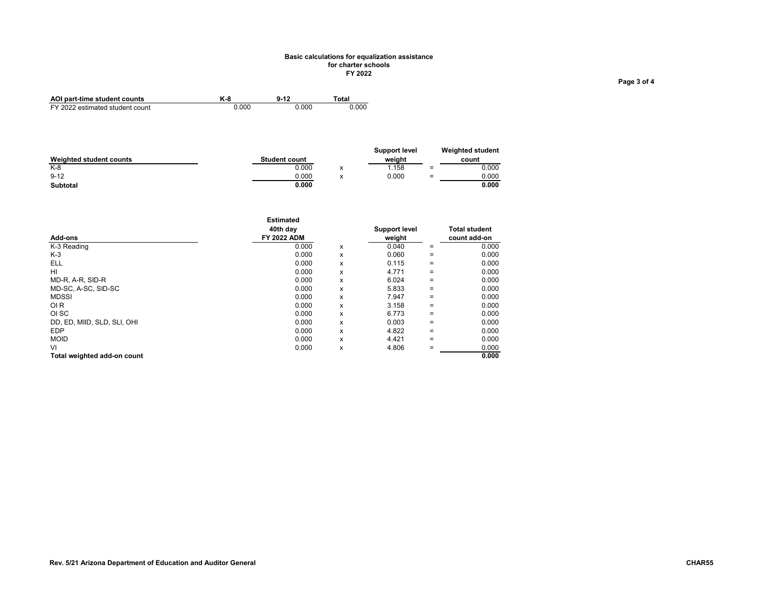**Basic calculations for equalization assistance**
**for charter schools**
**FY 2022**

| AOI part-time student counts | K-8 | 9-12 | Total |
|---|---|---|---|
| FY 2022 estimated student count | 0.000 | 0.000 | 0.000 |

| Weighted student counts | Student count | | Support level weight | | Weighted student count |
|---|---|---|---|---|---|
| K-8 | 0.000 | x | 1.158 | = | 0.000 |
| 9-12 | 0.000 | x | 0.000 | = | 0.000 |
| **Subtotal** | **0.000** | | | | **0.000** |

| Add-ons | Estimated 40th day FY 2022 ADM | | Support level weight | | Total student count add-on |
|---|---|---|---|---|---|
| K-3 Reading | 0.000 | x | 0.040 | = | 0.000 |
| K-3 | 0.000 | x | 0.060 | = | 0.000 |
| ELL | 0.000 | x | 0.115 | = | 0.000 |
| HI | 0.000 | x | 4.771 | = | 0.000 |
| MD-R, A-R, SID-R | 0.000 | x | 6.024 | = | 0.000 |
| MD-SC, A-SC, SID-SC | 0.000 | x | 5.833 | = | 0.000 |
| MDSSI | 0.000 | x | 7.947 | = | 0.000 |
| OI R | 0.000 | x | 3.158 | = | 0.000 |
| OI SC | 0.000 | x | 6.773 | = | 0.000 |
| DD, ED, MIID, SLD, SLI, OHI | 0.000 | x | 0.003 | = | 0.000 |
| EDP | 0.000 | x | 4.822 | = | 0.000 |
| MOID | 0.000 | x | 4.421 | = | 0.000 |
| VI | 0.000 | x | 4.806 | = | 0.000 |
| **Total weighted add-on count** | | | | | **0.000** |

**Rev. 5/21 Arizona Department of Education and Auditor General** **CHAR55**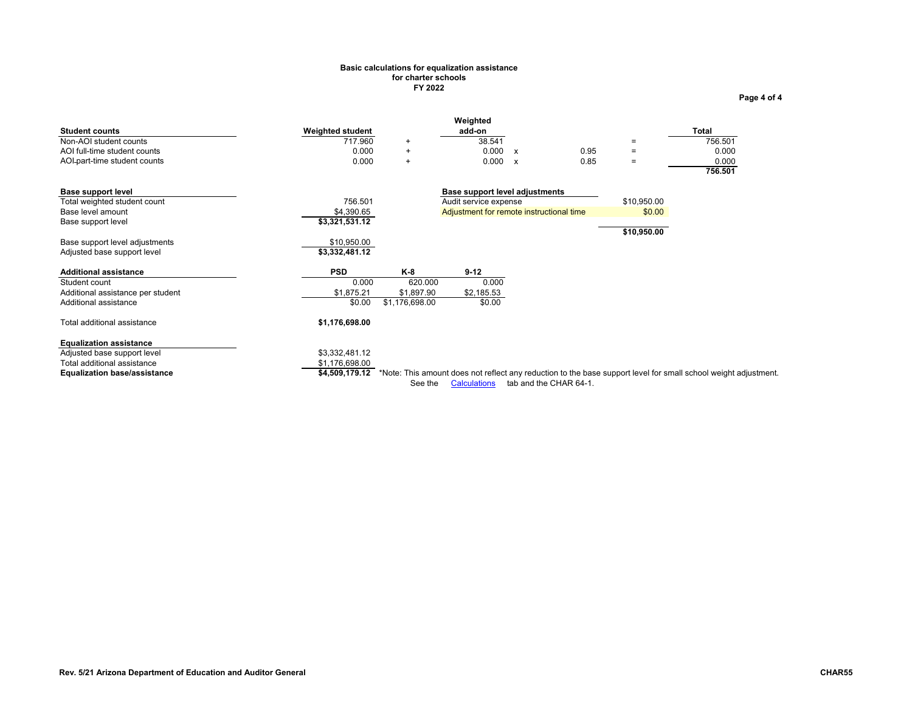**Basic calculations for equalization assistance**
**for charter schools**
**FY 2022**

| Student counts | Weighted student | | Weighted add-on | | | | Total |
|---|---|---|---|---|---|---|---|
| Non-AOI student counts | 717.960 | + | 38.541 | | | = | 756.501 |
| AOI full-time student counts | 0.000 | + | 0.000 | x | 0.95 | = | 0.000 |
| AOI part-time student counts | 0.000 | + | 0.000 | x | 0.85 | = | 0.000 |
| | | | | | | | **756.501** |

| Base support level | |
|---|---|
| Total weighted student count | 756.501 |
| Base level amount | $4,390.65 |
| Base support level | **$3,321,531.12** |
| | |
| Base support level adjustments | $10,950.00 |
| Adjusted base support level | **$3,332,481.12** |

| Base support level adjustments | |
|---|---|
| Audit service expense | $10,950.00 |
| Adjustment for remote instructional time | $0.00 |
| | **$10,950.00** |

| Additional assistance | PSD | K-8 | 9-12 |
|---|---|---|---|
| Student count | 0.000 | 620.000 | 0.000 |
| Additional assistance per student | $1,875.21 | $1,897.90 | $2,185.53 |
| Additional assistance | $0.00 | $1,176,698.00 | $0.00 |
| | | | |
| Total additional assistance | **$1,176,698.00** | | |

| Equalization assistance | |
|---|---|
| Adjusted base support level | $3,332,481.12 |
| Total additional assistance | $1,176,698.00 |
| **Equalization base/assistance** | **$4,509,179.12** |

*Note: This amount does not reflect any reduction to the base support level for small school weight adjustment. See the Calculations tab and the CHAR 64-1.

Rev. 5/21 Arizona Department of Education and Auditor General CHAR55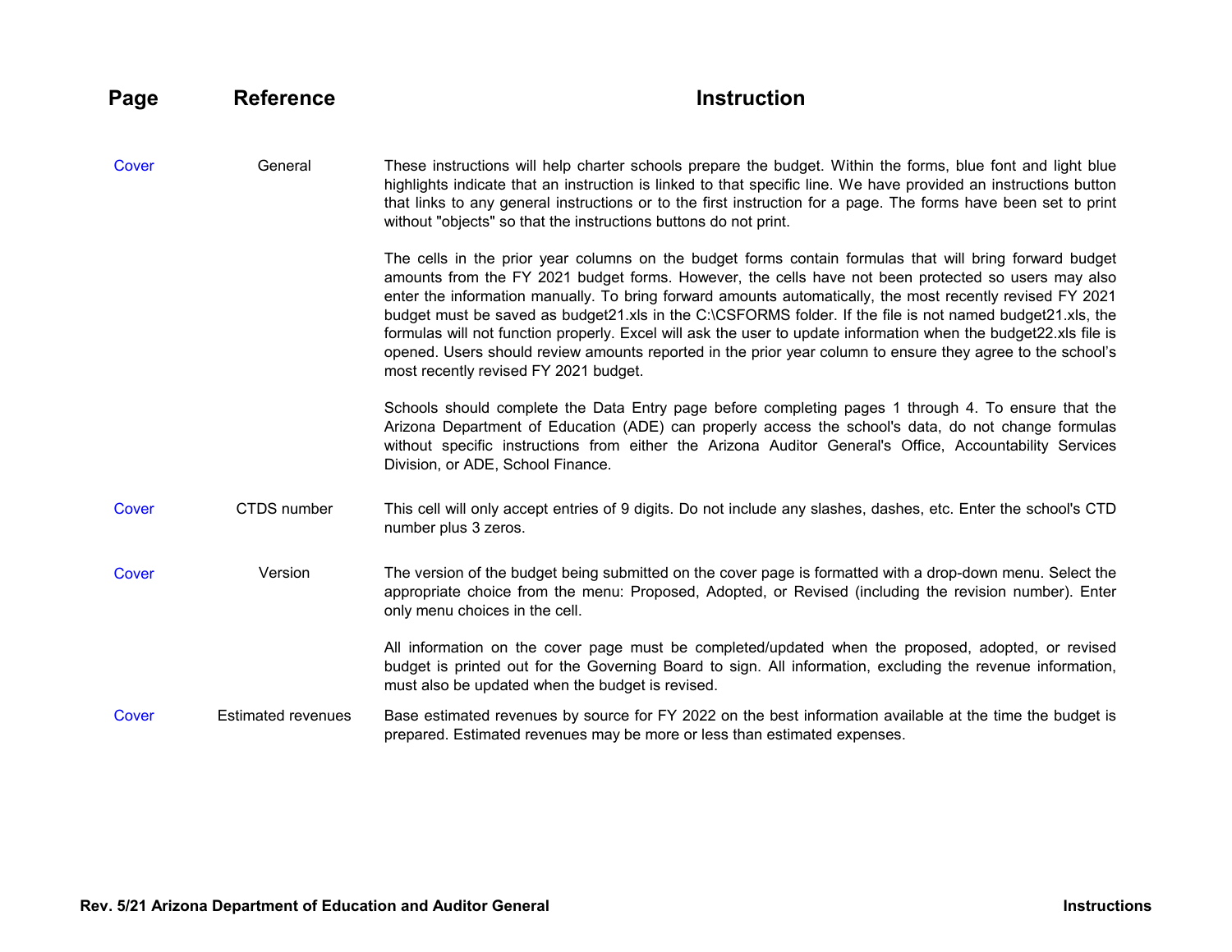| Page | Reference | Instruction |
|---|---|---|
| Cover | General | These instructions will help charter schools prepare the budget. Within the forms, blue font and light blue highlights indicate that an instruction is linked to that specific line. We have provided an instructions button that links to any general instructions or to the first instruction for a page. The forms have been set to print without "objects" so that the instructions buttons do not print.<br><br>The cells in the prior year columns on the budget forms contain formulas that will bring forward budget amounts from the FY 2021 budget forms. However, the cells have not been protected so users may also enter the information manually. To bring forward amounts automatically, the most recently revised FY 2021 budget must be saved as budget21.xls in the C:\CSFORMS folder. If the file is not named budget21.xls, the formulas will not function properly. Excel will ask the user to update information when the budget22.xls file is opened. Users should review amounts reported in the prior year column to ensure they agree to the school's most recently revised FY 2021 budget.<br><br>Schools should complete the Data Entry page before completing pages 1 through 4. To ensure that the Arizona Department of Education (ADE) can properly access the school's data, do not change formulas without specific instructions from either the Arizona Auditor General's Office, Accountability Services Division, or ADE, School Finance. |
| Cover | CTDS number | This cell will only accept entries of 9 digits. Do not include any slashes, dashes, etc. Enter the school's CTD number plus 3 zeros. |
| Cover | Version | The version of the budget being submitted on the cover page is formatted with a drop-down menu. Select the appropriate choice from the menu: Proposed, Adopted, or Revised (including the revision number). Enter only menu choices in the cell.<br><br>All information on the cover page must be completed/updated when the proposed, adopted, or revised budget is printed out for the Governing Board to sign. All information, excluding the revenue information, must also be updated when the budget is revised. |
| Cover | Estimated revenues | Base estimated revenues by source for FY 2022 on the best information available at the time the budget is prepared. Estimated revenues may be more or less than estimated expenses. |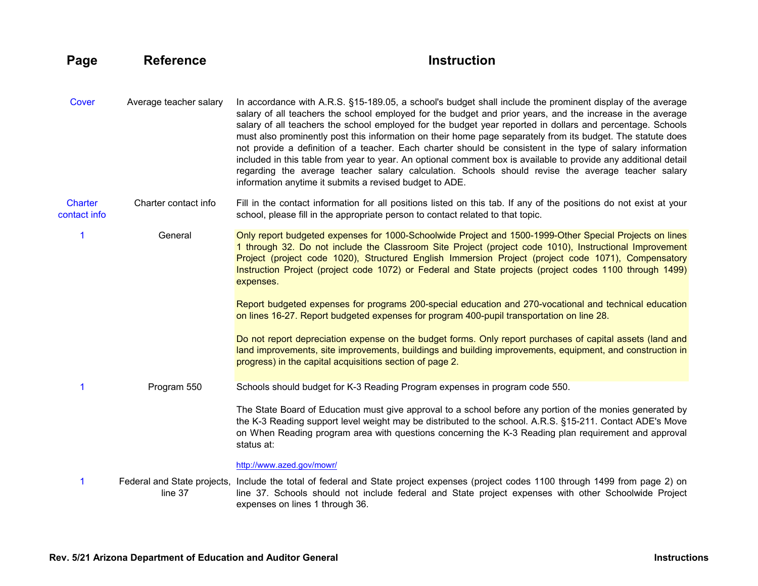| Page | Reference | Instruction |
|---|---|---|
| Cover | Average teacher salary | In accordance with A.R.S. §15-189.05, a school's budget shall include the prominent display of the average salary of all teachers the school employed for the budget and prior years, and the increase in the average salary of all teachers the school employed for the budget year reported in dollars and percentage. Schools must also prominently post this information on their home page separately from its budget. The statute does not provide a definition of a teacher. Each charter should be consistent in the type of salary information included in this table from year to year. An optional comment box is available to provide any additional detail regarding the average teacher salary calculation. Schools should revise the average teacher salary information anytime it submits a revised budget to ADE. |
| Charter contact info | Charter contact info | Fill in the contact information for all positions listed on this tab. If any of the positions do not exist at your school, please fill in the appropriate person to contact related to that topic. |
| 1 | General | Only report budgeted expenses for 1000-Schoolwide Project and 1500-1999-Other Special Projects on lines 1 through 32. Do not include the Classroom Site Project (project code 1010), Instructional Improvement Project (project code 1020), Structured English Immersion Project (project code 1071), Compensatory Instruction Project (project code 1072) or Federal and State projects (project codes 1100 through 1499) expenses.<br><br>Report budgeted expenses for programs 200-special education and 270-vocational and technical education on lines 16-27. Report budgeted expenses for program 400-pupil transportation on line 28.<br><br>Do not report depreciation expense on the budget forms. Only report purchases of capital assets (land and land improvements, site improvements, buildings and building improvements, equipment, and construction in progress) in the capital acquisitions section of page 2. |
| 1 | Program 550 | Schools should budget for K-3 Reading Program expenses in program code 550.<br><br>The State Board of Education must give approval to a school before any portion of the monies generated by the K-3 Reading support level weight may be distributed to the school. A.R.S. §15-211. Contact ADE's Move on When Reading program area with questions concerning the K-3 Reading plan requirement and approval status at:<br><br>http://www.azed.gov/mowr/ |
| 1 | Federal and State projects, line 37 | Include the total of federal and State project expenses (project codes 1100 through 1499 from page 2) on line 37. Schools should not include federal and State project expenses with other Schoolwide Project expenses on lines 1 through 36. |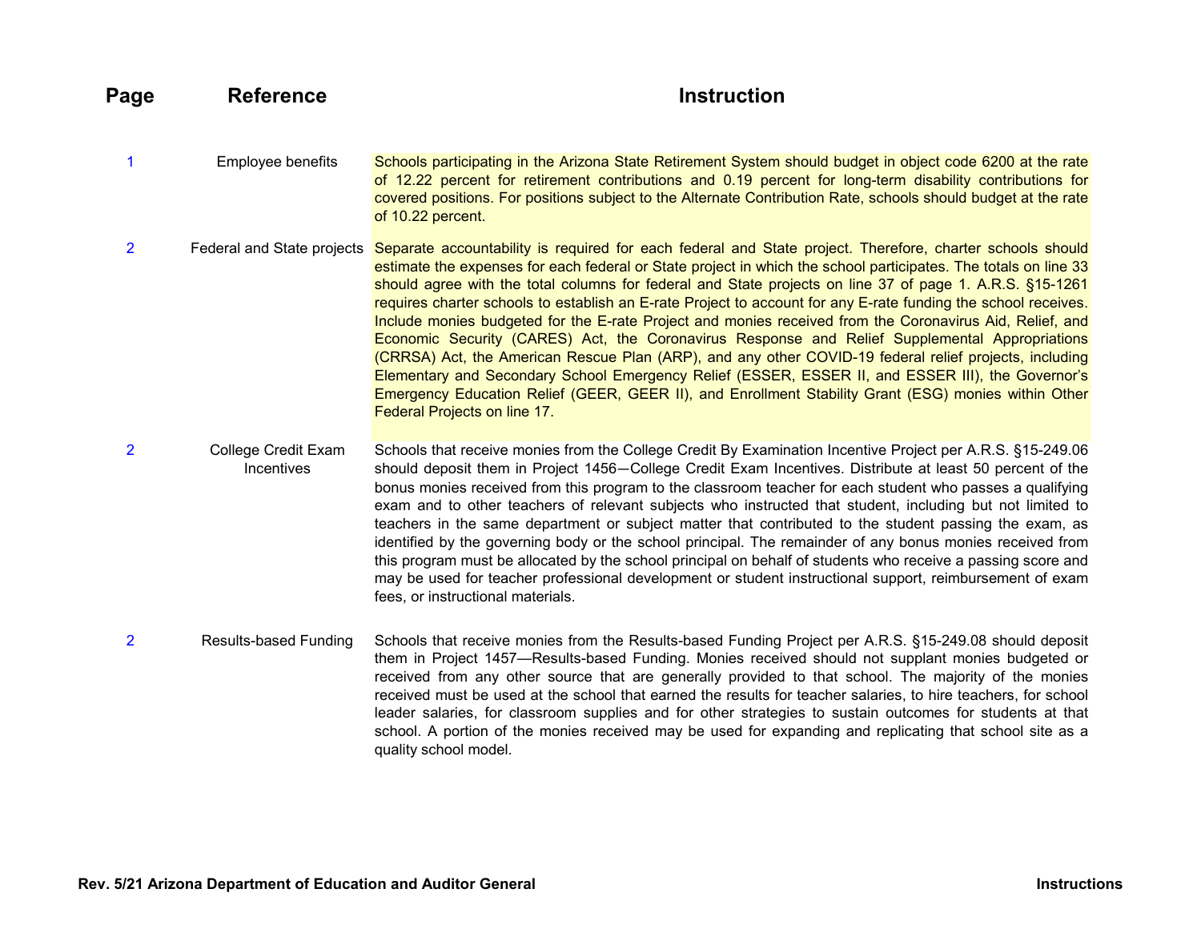| Page | Reference | Instruction |
|---|---|---|
| 1 | Employee benefits | Schools participating in the Arizona State Retirement System should budget in object code 6200 at the rate of 12.22 percent for retirement contributions and 0.19 percent for long-term disability contributions for covered positions. For positions subject to the Alternate Contribution Rate, schools should budget at the rate of 10.22 percent. |
| 2 | Federal and State projects | Separate accountability is required for each federal and State project. Therefore, charter schools should estimate the expenses for each federal or State project in which the school participates. The totals on line 33 should agree with the total columns for federal and State projects on line 37 of page 1. A.R.S. §15-1261 requires charter schools to establish an E-rate Project to account for any E-rate funding the school receives. Include monies budgeted for the E-rate Project and monies received from the Coronavirus Aid, Relief, and Economic Security (CARES) Act, the Coronavirus Response and Relief Supplemental Appropriations (CRRSA) Act, the American Rescue Plan (ARP), and any other COVID-19 federal relief projects, including Elementary and Secondary School Emergency Relief (ESSER, ESSER II, and ESSER III), the Governor's Emergency Education Relief (GEER, GEER II), and Enrollment Stability Grant (ESG) monies within Other Federal Projects on line 17. |
| 2 | College Credit Exam Incentives | Schools that receive monies from the College Credit By Examination Incentive Project per A.R.S. §15-249.06 should deposit them in Project 1456—College Credit Exam Incentives. Distribute at least 50 percent of the bonus monies received from this program to the classroom teacher for each student who passes a qualifying exam and to other teachers of relevant subjects who instructed that student, including but not limited to teachers in the same department or subject matter that contributed to the student passing the exam, as identified by the governing body or the school principal. The remainder of any bonus monies received from this program must be allocated by the school principal on behalf of students who receive a passing score and may be used for teacher professional development or student instructional support, reimbursement of exam fees, or instructional materials. |
| 2 | Results-based Funding | Schools that receive monies from the Results-based Funding Project per A.R.S. §15-249.08 should deposit them in Project 1457—Results-based Funding. Monies received should not supplant monies budgeted or received from any other source that are generally provided to that school. The majority of the monies received must be used at the school that earned the results for teacher salaries, to hire teachers, for school leader salaries, for classroom supplies and for other strategies to sustain outcomes for students at that school. A portion of the monies received may be used for expanding and replicating that school site as a quality school model. |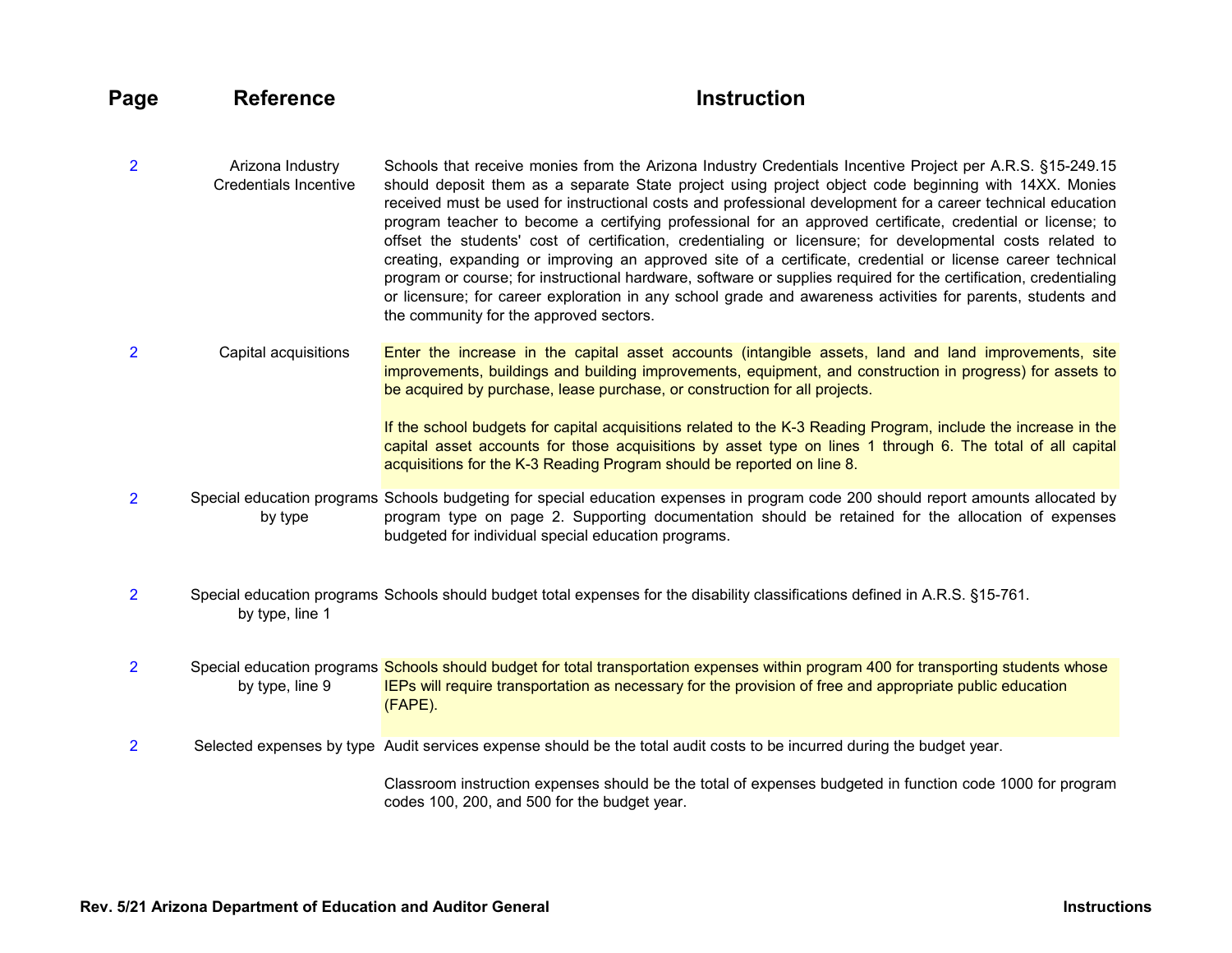| Page | Reference | Instruction |
|---|---|---|
| 2 | Arizona Industry Credentials Incentive | Schools that receive monies from the Arizona Industry Credentials Incentive Project per A.R.S. §15-249.15 should deposit them as a separate State project using project object code beginning with 14XX. Monies received must be used for instructional costs and professional development for a career technical education program teacher to become a certifying professional for an approved certificate, credential or license; to offset the students' cost of certification, credentialing or licensure; for developmental costs related to creating, expanding or improving an approved site of a certificate, credential or license career technical program or course; for instructional hardware, software or supplies required for the certification, credentialing or licensure; for career exploration in any school grade and awareness activities for parents, students and the community for the approved sectors. |
| 2 | Capital acquisitions | Enter the increase in the capital asset accounts (intangible assets, land and land improvements, site improvements, buildings and building improvements, equipment, and construction in progress) for assets to be acquired by purchase, lease purchase, or construction for all projects.<br><br>If the school budgets for capital acquisitions related to the K-3 Reading Program, include the increase in the capital asset accounts for those acquisitions by asset type on lines 1 through 6. The total of all capital acquisitions for the K-3 Reading Program should be reported on line 8. |
| 2 | Special education programs by type | Schools budgeting for special education expenses in program code 200 should report amounts allocated by program type on page 2. Supporting documentation should be retained for the allocation of expenses budgeted for individual special education programs. |
| 2 | Special education programs by type, line 1 | Schools should budget total expenses for the disability classifications defined in A.R.S. §15-761. |
| 2 | Special education programs by type, line 9 | Schools should budget for total transportation expenses within program 400 for transporting students whose IEPs will require transportation as necessary for the provision of free and appropriate public education (FAPE). |
| 2 | Selected expenses by type | Audit services expense should be the total audit costs to be incurred during the budget year.<br><br>Classroom instruction expenses should be the total of expenses budgeted in function code 1000 for program codes 100, 200, and 500 for the budget year. |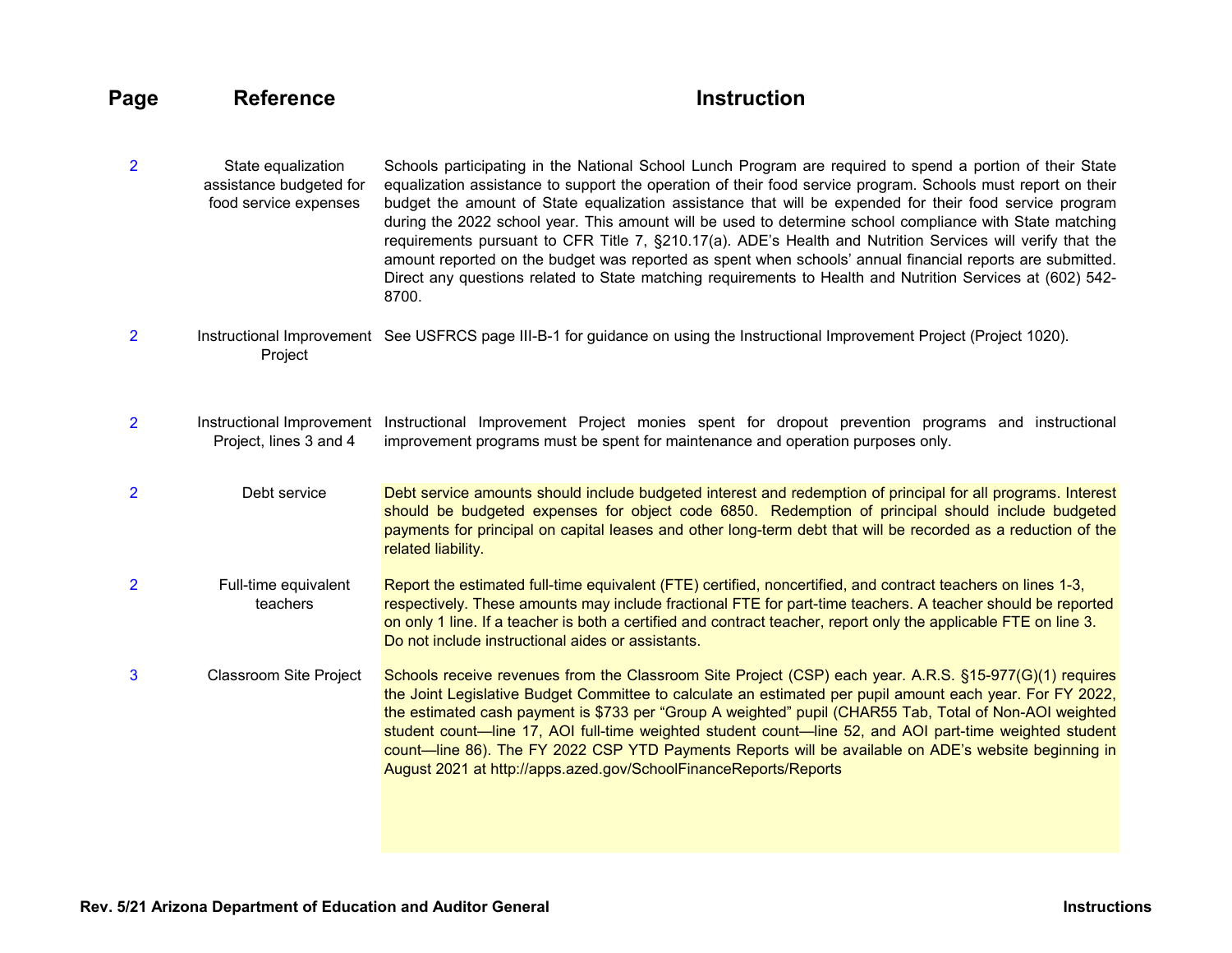| Page | Reference | Instruction |
|---|---|---|
| 2 | State equalization assistance budgeted for food service expenses | Schools participating in the National School Lunch Program are required to spend a portion of their State equalization assistance to support the operation of their food service program. Schools must report on their budget the amount of State equalization assistance that will be expended for their food service program during the 2022 school year. This amount will be used to determine school compliance with State matching requirements pursuant to CFR Title 7, §210.17(a). ADE's Health and Nutrition Services will verify that the amount reported on the budget was reported as spent when schools' annual financial reports are submitted. Direct any questions related to State matching requirements to Health and Nutrition Services at (602) 542-8700. |
| 2 | Instructional Improvement Project | See USFRCS page III-B-1 for guidance on using the Instructional Improvement Project (Project 1020). |
| 2 | Instructional Improvement Project, lines 3 and 4 | Instructional Improvement Project monies spent for dropout prevention programs and instructional improvement programs must be spent for maintenance and operation purposes only. |
| 2 | Debt service | Debt service amounts should include budgeted interest and redemption of principal for all programs. Interest should be budgeted expenses for object code 6850. Redemption of principal should include budgeted payments for principal on capital leases and other long-term debt that will be recorded as a reduction of the related liability. |
| 2 | Full-time equivalent teachers | Report the estimated full-time equivalent (FTE) certified, noncertified, and contract teachers on lines 1-3, respectively. These amounts may include fractional FTE for part-time teachers. A teacher should be reported on only 1 line. If a teacher is both a certified and contract teacher, report only the applicable FTE on line 3. Do not include instructional aides or assistants. |
| 3 | Classroom Site Project | Schools receive revenues from the Classroom Site Project (CSP) each year. A.R.S. §15-977(G)(1) requires the Joint Legislative Budget Committee to calculate an estimated per pupil amount each year. For FY 2022, the estimated cash payment is $733 per "Group A weighted" pupil (CHAR55 Tab, Total of Non-AOI weighted student count—line 17, AOI full-time weighted student count—line 52, and AOI part-time weighted student count—line 86). The FY 2022 CSP YTD Payments Reports will be available on ADE's website beginning in August 2021 at http://apps.azed.gov/SchoolFinanceReports/Reports |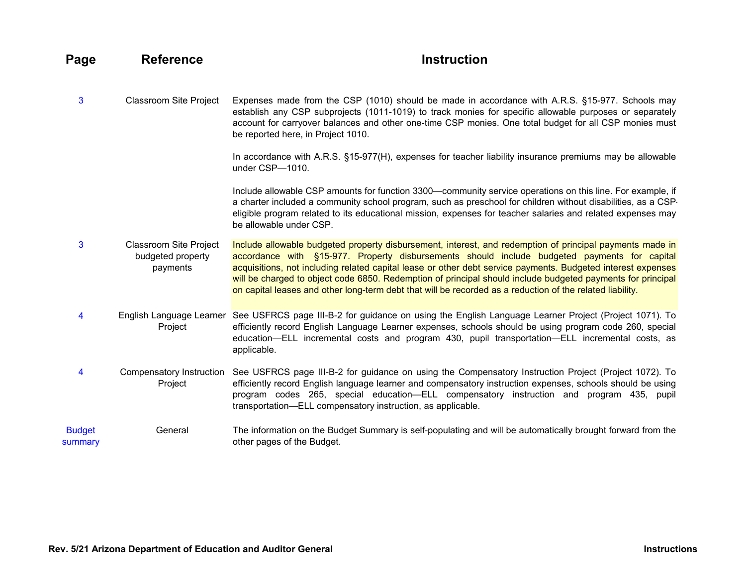| Page | Reference | Instruction |
|---|---|---|
| 3 | Classroom Site Project | Expenses made from the CSP (1010) should be made in accordance with A.R.S. §15-977. Schools may establish any CSP subprojects (1011-1019) to track monies for specific allowable purposes or separately account for carryover balances and other one-time CSP monies. One total budget for all CSP monies must be reported here, in Project 1010.<br><br>In accordance with A.R.S. §15-977(H), expenses for teacher liability insurance premiums may be allowable under CSP—1010.<br><br>Include allowable CSP amounts for function 3300—community service operations on this line. For example, if a charter included a community school program, such as preschool for children without disabilities, as a CSP-eligible program related to its educational mission, expenses for teacher salaries and related expenses may be allowable under CSP. |
| 3 | Classroom Site Project budgeted property payments | Include allowable budgeted property disbursement, interest, and redemption of principal payments made in accordance with §15-977. Property disbursements should include budgeted payments for capital acquisitions, not including related capital lease or other debt service payments. Budgeted interest expenses will be charged to object code 6850. Redemption of principal should include budgeted payments for principal on capital leases and other long-term debt that will be recorded as a reduction of the related liability. |
| 4 | English Language Learner Project | See USFRCS page III-B-2 for guidance on using the English Language Learner Project (Project 1071). To efficiently record English Language Learner expenses, schools should be using program code 260, special education—ELL incremental costs and program 430, pupil transportation—ELL incremental costs, as applicable. |
| 4 | Compensatory Instruction Project | See USFRCS page III-B-2 for guidance on using the Compensatory Instruction Project (Project 1072). To efficiently record English language learner and compensatory instruction expenses, schools should be using program codes 265, special education—ELL compensatory instruction and program 435, pupil transportation—ELL compensatory instruction, as applicable. |
| Budget summary | General | The information on the Budget Summary is self-populating and will be automatically brought forward from the other pages of the Budget. |

Rev. 5/21 Arizona Department of Education and Auditor General — Instructions